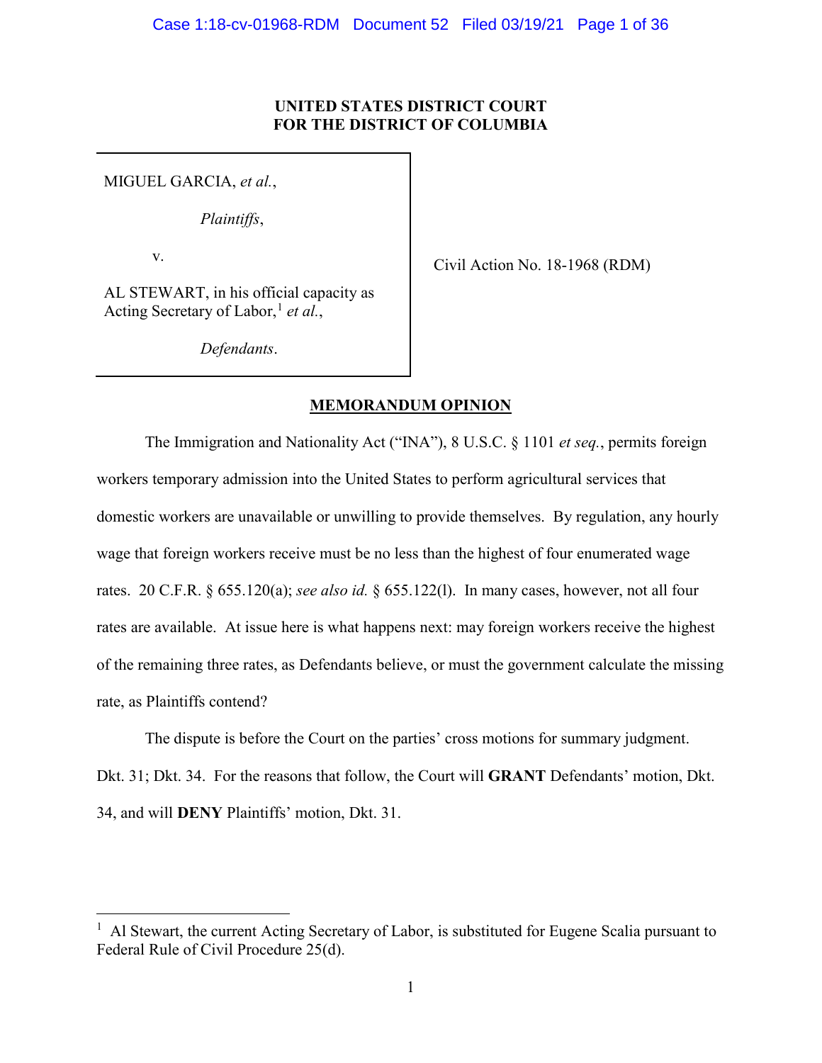**UNITED STATES DISTRICT COURT**
**FOR THE DISTRICT OF COLUMBIA**

| | |
|---|---|
| MIGUEL GARCIA, *et al.*,<br><br>*Plaintiffs*,<br><br>v.<br><br>AL STEWART, in his official capacity as Acting Secretary of Labor,[1] *et al.*,<br><br>*Defendants*. | Civil Action No. 18-1968 (RDM) |

**MEMORANDUM OPINION**

The Immigration and Nationality Act ("INA"), 8 U.S.C. § 1101 *et seq.*, permits foreign workers temporary admission into the United States to perform agricultural services that domestic workers are unavailable or unwilling to provide themselves. By regulation, any hourly wage that foreign workers receive must be no less than the highest of four enumerated wage rates. 20 C.F.R. § 655.120(a); *see also id.* § 655.122(l). In many cases, however, not all four rates are available. At issue here is what happens next: may foreign workers receive the highest of the remaining three rates, as Defendants believe, or must the government calculate the missing rate, as Plaintiffs contend?

The dispute is before the Court on the parties' cross motions for summary judgment. Dkt. 31; Dkt. 34. For the reasons that follow, the Court will **GRANT** Defendants' motion, Dkt. 34, and will **DENY** Plaintiffs' motion, Dkt. 31.

---

[1] Al Stewart, the current Acting Secretary of Labor, is substituted for Eugene Scalia pursuant to Federal Rule of Civil Procedure 25(d).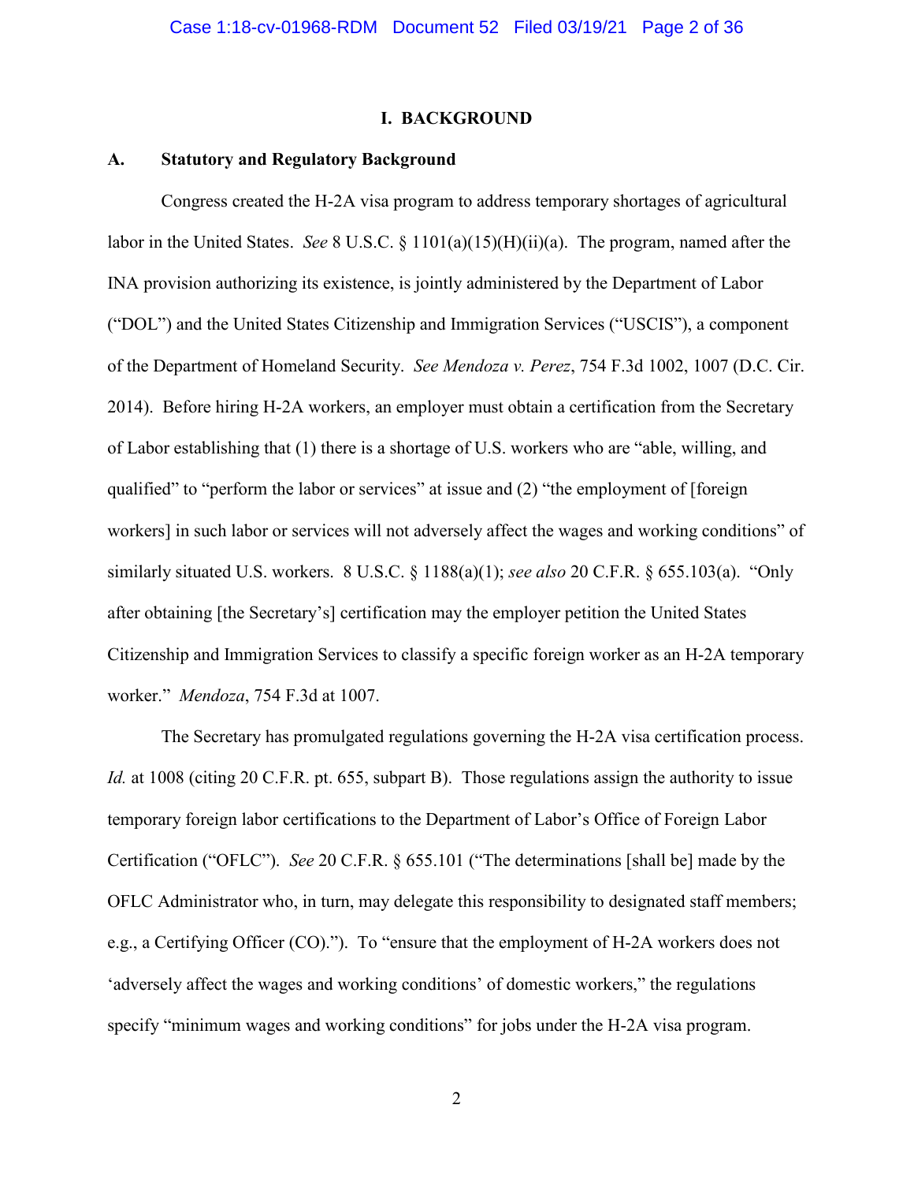# I. BACKGROUND

## A. Statutory and Regulatory Background

Congress created the H-2A visa program to address temporary shortages of agricultural labor in the United States. *See* 8 U.S.C. § 1101(a)(15)(H)(ii)(a). The program, named after the INA provision authorizing its existence, is jointly administered by the Department of Labor ("DOL") and the United States Citizenship and Immigration Services ("USCIS"), a component of the Department of Homeland Security. *See Mendoza v. Perez*, 754 F.3d 1002, 1007 (D.C. Cir. 2014). Before hiring H-2A workers, an employer must obtain a certification from the Secretary of Labor establishing that (1) there is a shortage of U.S. workers who are "able, willing, and qualified" to "perform the labor or services" at issue and (2) "the employment of [foreign workers] in such labor or services will not adversely affect the wages and working conditions" of similarly situated U.S. workers. 8 U.S.C. § 1188(a)(1); *see also* 20 C.F.R. § 655.103(a). "Only after obtaining [the Secretary's] certification may the employer petition the United States Citizenship and Immigration Services to classify a specific foreign worker as an H-2A temporary worker." *Mendoza*, 754 F.3d at 1007.

The Secretary has promulgated regulations governing the H-2A visa certification process. *Id.* at 1008 (citing 20 C.F.R. pt. 655, subpart B). Those regulations assign the authority to issue temporary foreign labor certifications to the Department of Labor's Office of Foreign Labor Certification ("OFLC"). *See* 20 C.F.R. § 655.101 ("The determinations [shall be] made by the OFLC Administrator who, in turn, may delegate this responsibility to designated staff members; e.g., a Certifying Officer (CO)."). To "ensure that the employment of H-2A workers does not 'adversely affect the wages and working conditions' of domestic workers," the regulations specify "minimum wages and working conditions" for jobs under the H-2A visa program.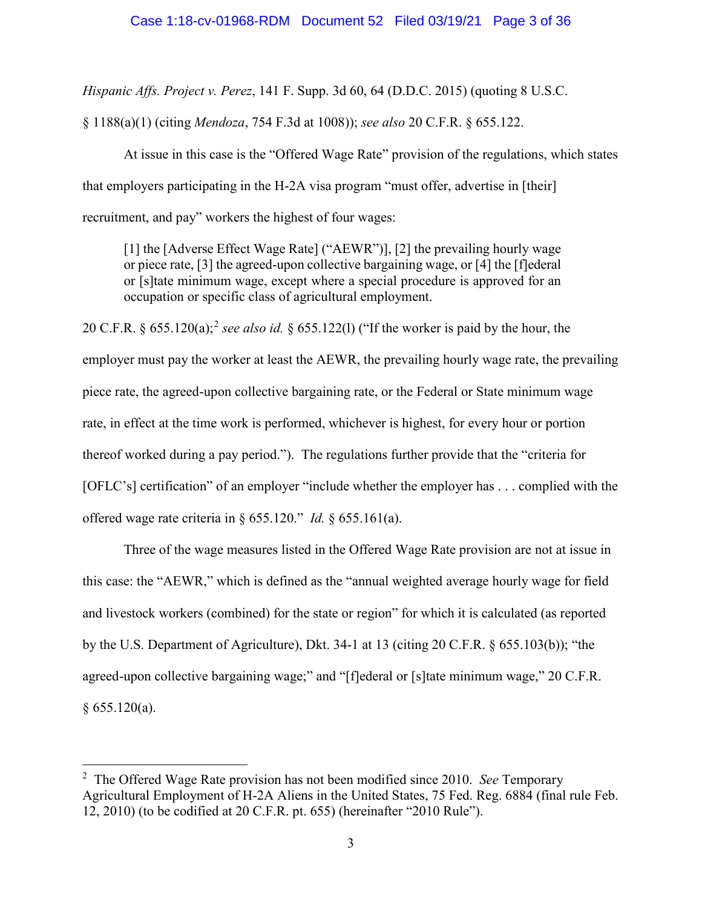*Hispanic Affs. Project v. Perez*, 141 F. Supp. 3d 60, 64 (D.D.C. 2015) (quoting 8 U.S.C. § 1188(a)(1) (citing *Mendoza*, 754 F.3d at 1008)); *see also* 20 C.F.R. § 655.122.

At issue in this case is the "Offered Wage Rate" provision of the regulations, which states that employers participating in the H-2A visa program "must offer, advertise in [their] recruitment, and pay" workers the highest of four wages:

> [1] the [Adverse Effect Wage Rate] ("AEWR")], [2] the prevailing hourly wage or piece rate, [3] the agreed-upon collective bargaining wage, or [4] the [f]ederal or [s]tate minimum wage, except where a special procedure is approved for an occupation or specific class of agricultural employment.

20 C.F.R. § 655.120(a);[2] *see also id.* § 655.122(l) ("If the worker is paid by the hour, the employer must pay the worker at least the AEWR, the prevailing hourly wage rate, the prevailing piece rate, the agreed-upon collective bargaining rate, or the Federal or State minimum wage rate, in effect at the time work is performed, whichever is highest, for every hour or portion thereof worked during a pay period."). The regulations further provide that the "criteria for [OFLC's] certification" of an employer "include whether the employer has . . . complied with the offered wage rate criteria in § 655.120." *Id.* § 655.161(a).

Three of the wage measures listed in the Offered Wage Rate provision are not at issue in this case: the "AEWR," which is defined as the "annual weighted average hourly wage for field and livestock workers (combined) for the state or region" for which it is calculated (as reported by the U.S. Department of Agriculture), Dkt. 34-1 at 13 (citing 20 C.F.R. § 655.103(b)); "the agreed-upon collective bargaining wage;" and "[f]ederal or [s]tate minimum wage," 20 C.F.R. § 655.120(a).

---

[2] The Offered Wage Rate provision has not been modified since 2010. *See* Temporary Agricultural Employment of H-2A Aliens in the United States, 75 Fed. Reg. 6884 (final rule Feb. 12, 2010) (to be codified at 20 C.F.R. pt. 655) (hereinafter "2010 Rule").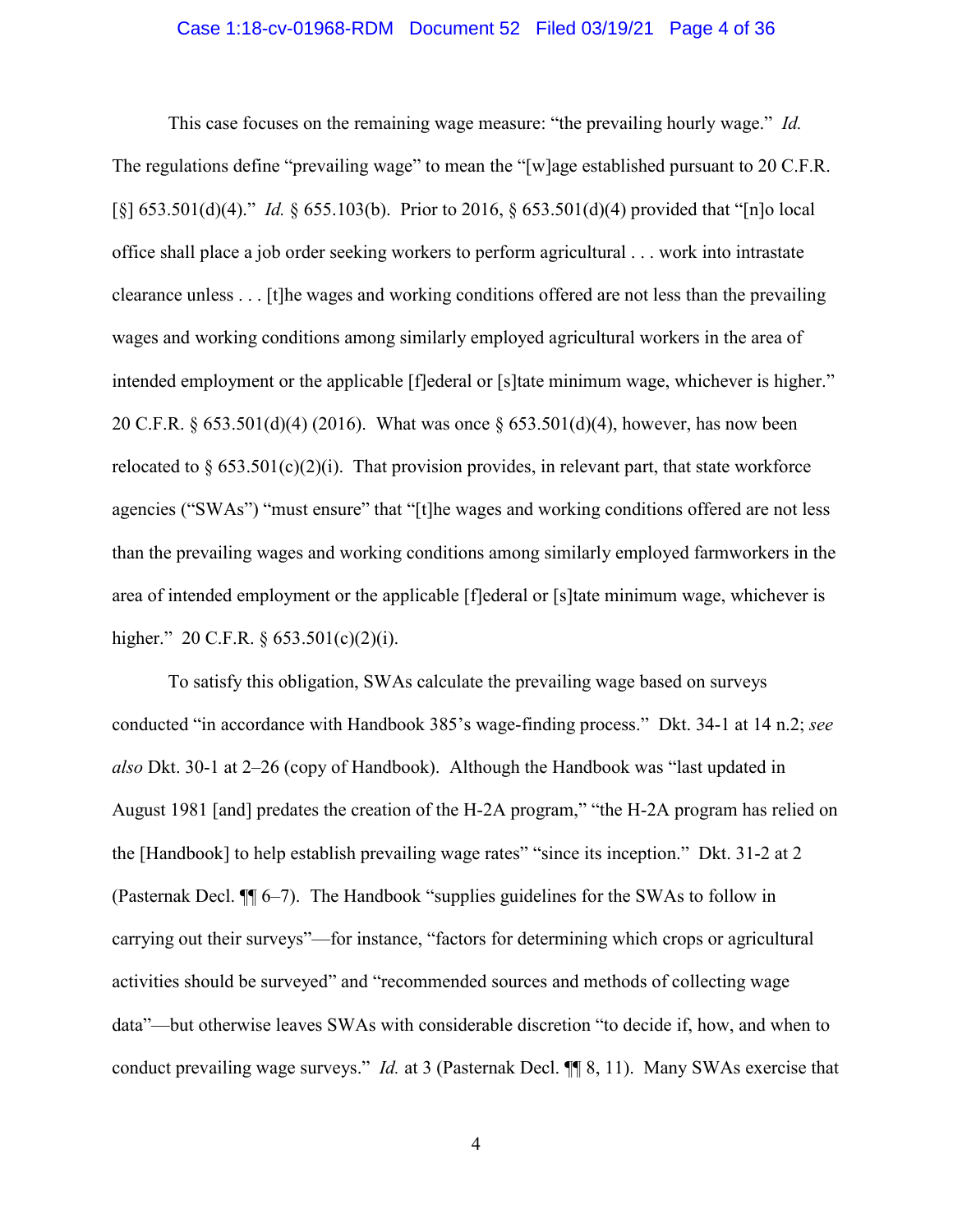This case focuses on the remaining wage measure: "the prevailing hourly wage." *Id.* The regulations define "prevailing wage" to mean the "[w]age established pursuant to 20 C.F.R. [§] 653.501(d)(4)." *Id.* § 655.103(b). Prior to 2016, § 653.501(d)(4) provided that "[n]o local office shall place a job order seeking workers to perform agricultural . . . work into intrastate clearance unless . . . [t]he wages and working conditions offered are not less than the prevailing wages and working conditions among similarly employed agricultural workers in the area of intended employment or the applicable [f]ederal or [s]tate minimum wage, whichever is higher." 20 C.F.R. § 653.501(d)(4) (2016). What was once § 653.501(d)(4), however, has now been relocated to § 653.501(c)(2)(i). That provision provides, in relevant part, that state workforce agencies ("SWAs") "must ensure" that "[t]he wages and working conditions offered are not less than the prevailing wages and working conditions among similarly employed farmworkers in the area of intended employment or the applicable [f]ederal or [s]tate minimum wage, whichever is higher." 20 C.F.R. § 653.501(c)(2)(i).

To satisfy this obligation, SWAs calculate the prevailing wage based on surveys conducted "in accordance with Handbook 385's wage-finding process." Dkt. 34-1 at 14 n.2; *see also* Dkt. 30-1 at 2–26 (copy of Handbook). Although the Handbook was "last updated in August 1981 [and] predates the creation of the H-2A program," "the H-2A program has relied on the [Handbook] to help establish prevailing wage rates" "since its inception." Dkt. 31-2 at 2 (Pasternak Decl. ¶¶ 6–7). The Handbook "supplies guidelines for the SWAs to follow in carrying out their surveys"—for instance, "factors for determining which crops or agricultural activities should be surveyed" and "recommended sources and methods of collecting wage data"—but otherwise leaves SWAs with considerable discretion "to decide if, how, and when to conduct prevailing wage surveys." *Id.* at 3 (Pasternak Decl. ¶¶ 8, 11). Many SWAs exercise that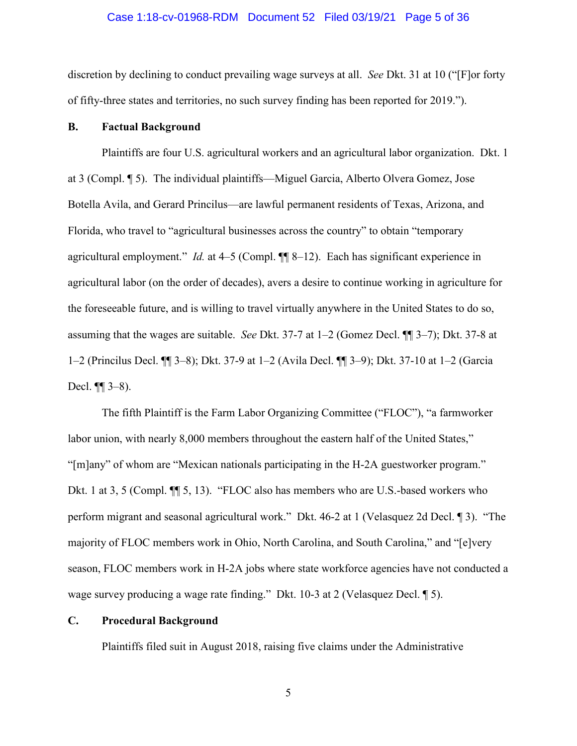discretion by declining to conduct prevailing wage surveys at all. *See* Dkt. 31 at 10 ("[F]or forty of fifty-three states and territories, no such survey finding has been reported for 2019.").

### B. Factual Background

Plaintiffs are four U.S. agricultural workers and an agricultural labor organization. Dkt. 1 at 3 (Compl. ¶ 5). The individual plaintiffs—Miguel Garcia, Alberto Olvera Gomez, Jose Botella Avila, and Gerard Princilus—are lawful permanent residents of Texas, Arizona, and Florida, who travel to "agricultural businesses across the country" to obtain "temporary agricultural employment." *Id.* at 4–5 (Compl. ¶¶ 8–12). Each has significant experience in agricultural labor (on the order of decades), avers a desire to continue working in agriculture for the foreseeable future, and is willing to travel virtually anywhere in the United States to do so, assuming that the wages are suitable. *See* Dkt. 37-7 at 1–2 (Gomez Decl. ¶¶ 3–7); Dkt. 37-8 at 1–2 (Princilus Decl. ¶¶ 3–8); Dkt. 37-9 at 1–2 (Avila Decl. ¶¶ 3–9); Dkt. 37-10 at 1–2 (Garcia Decl. ¶¶ 3–8).

The fifth Plaintiff is the Farm Labor Organizing Committee ("FLOC"), "a farmworker labor union, with nearly 8,000 members throughout the eastern half of the United States," "[m]any" of whom are "Mexican nationals participating in the H-2A guestworker program." Dkt. 1 at 3, 5 (Compl. ¶¶ 5, 13). "FLOC also has members who are U.S.-based workers who perform migrant and seasonal agricultural work." Dkt. 46-2 at 1 (Velasquez 2d Decl. ¶ 3). "The majority of FLOC members work in Ohio, North Carolina, and South Carolina," and "[e]very season, FLOC members work in H-2A jobs where state workforce agencies have not conducted a wage survey producing a wage rate finding." Dkt. 10-3 at 2 (Velasquez Decl. ¶ 5).

### C. Procedural Background

Plaintiffs filed suit in August 2018, raising five claims under the Administrative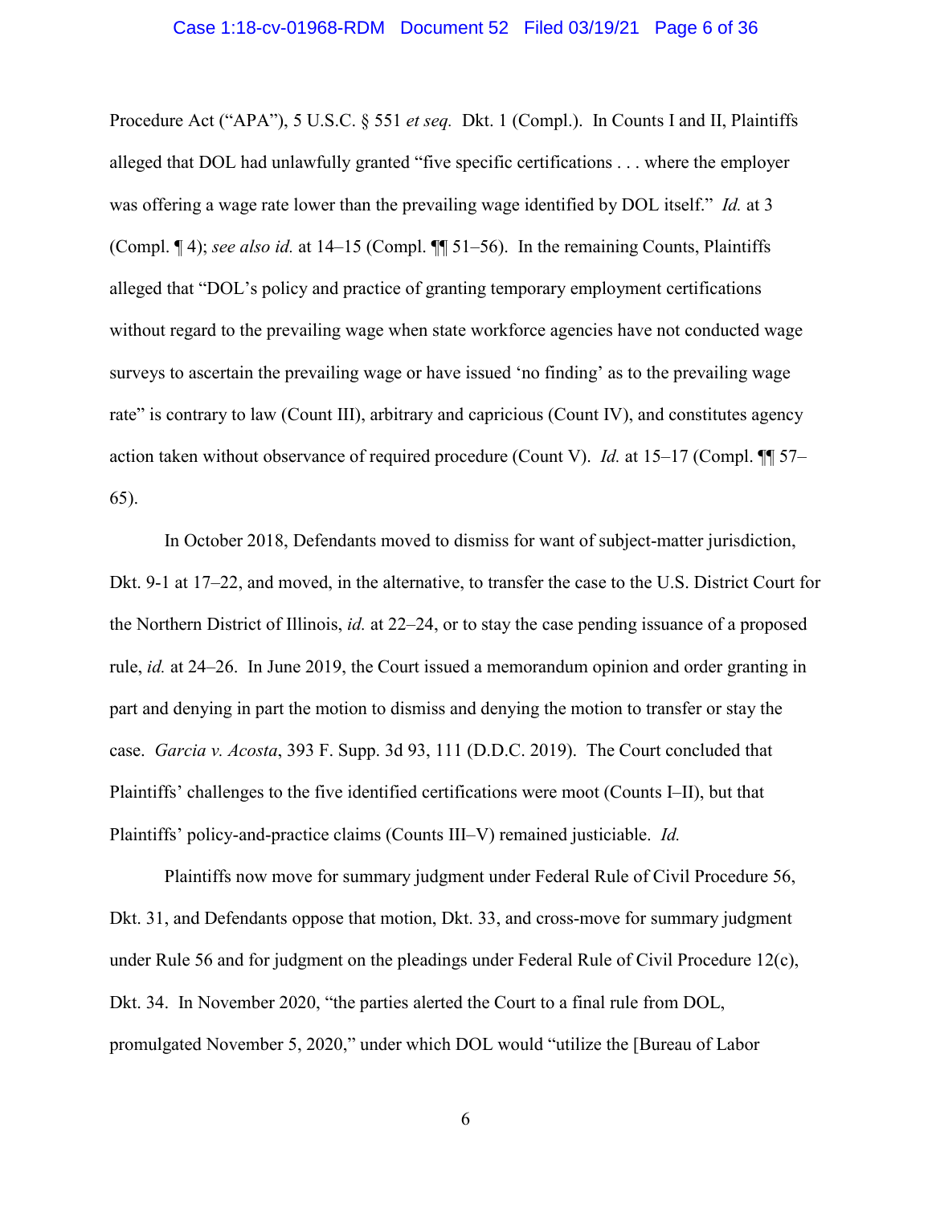Procedure Act ("APA"), 5 U.S.C. § 551 *et seq.* Dkt. 1 (Compl.). In Counts I and II, Plaintiffs alleged that DOL had unlawfully granted "five specific certifications . . . where the employer was offering a wage rate lower than the prevailing wage identified by DOL itself." *Id.* at 3 (Compl. ¶ 4); *see also id.* at 14–15 (Compl. ¶¶ 51–56). In the remaining Counts, Plaintiffs alleged that "DOL's policy and practice of granting temporary employment certifications without regard to the prevailing wage when state workforce agencies have not conducted wage surveys to ascertain the prevailing wage or have issued 'no finding' as to the prevailing wage rate" is contrary to law (Count III), arbitrary and capricious (Count IV), and constitutes agency action taken without observance of required procedure (Count V). *Id.* at 15–17 (Compl. ¶¶ 57–65).

In October 2018, Defendants moved to dismiss for want of subject-matter jurisdiction, Dkt. 9-1 at 17–22, and moved, in the alternative, to transfer the case to the U.S. District Court for the Northern District of Illinois, *id.* at 22–24, or to stay the case pending issuance of a proposed rule, *id.* at 24–26. In June 2019, the Court issued a memorandum opinion and order granting in part and denying in part the motion to dismiss and denying the motion to transfer or stay the case. *Garcia v. Acosta*, 393 F. Supp. 3d 93, 111 (D.D.C. 2019). The Court concluded that Plaintiffs' challenges to the five identified certifications were moot (Counts I–II), but that Plaintiffs' policy-and-practice claims (Counts III–V) remained justiciable. *Id.*

Plaintiffs now move for summary judgment under Federal Rule of Civil Procedure 56, Dkt. 31, and Defendants oppose that motion, Dkt. 33, and cross-move for summary judgment under Rule 56 and for judgment on the pleadings under Federal Rule of Civil Procedure 12(c), Dkt. 34. In November 2020, "the parties alerted the Court to a final rule from DOL, promulgated November 5, 2020," under which DOL would "utilize the [Bureau of Labor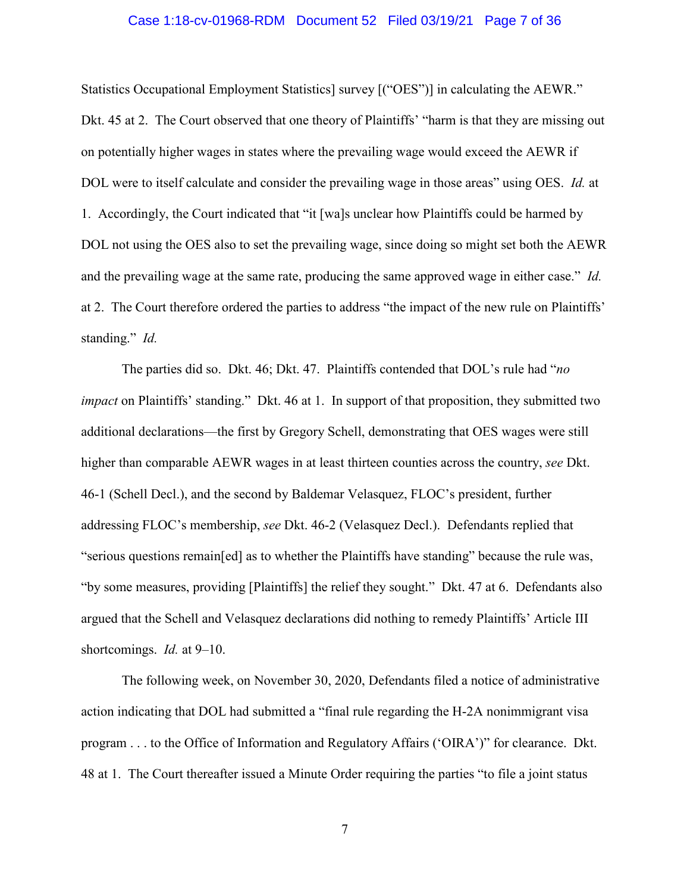Statistics Occupational Employment Statistics] survey [("OES")] in calculating the AEWR." Dkt. 45 at 2. The Court observed that one theory of Plaintiffs' "harm is that they are missing out on potentially higher wages in states where the prevailing wage would exceed the AEWR if DOL were to itself calculate and consider the prevailing wage in those areas" using OES. *Id.* at 1. Accordingly, the Court indicated that "it [wa]s unclear how Plaintiffs could be harmed by DOL not using the OES also to set the prevailing wage, since doing so might set both the AEWR and the prevailing wage at the same rate, producing the same approved wage in either case." *Id.* at 2. The Court therefore ordered the parties to address "the impact of the new rule on Plaintiffs' standing." *Id.*

The parties did so. Dkt. 46; Dkt. 47. Plaintiffs contended that DOL's rule had "*no impact* on Plaintiffs' standing." Dkt. 46 at 1. In support of that proposition, they submitted two additional declarations—the first by Gregory Schell, demonstrating that OES wages were still higher than comparable AEWR wages in at least thirteen counties across the country, *see* Dkt. 46-1 (Schell Decl.), and the second by Baldemar Velasquez, FLOC's president, further addressing FLOC's membership, *see* Dkt. 46-2 (Velasquez Decl.). Defendants replied that "serious questions remain[ed] as to whether the Plaintiffs have standing" because the rule was, "by some measures, providing [Plaintiffs] the relief they sought." Dkt. 47 at 6. Defendants also argued that the Schell and Velasquez declarations did nothing to remedy Plaintiffs' Article III shortcomings. *Id.* at 9–10.

The following week, on November 30, 2020, Defendants filed a notice of administrative action indicating that DOL had submitted a "final rule regarding the H-2A nonimmigrant visa program . . . to the Office of Information and Regulatory Affairs ('OIRA')" for clearance. Dkt. 48 at 1. The Court thereafter issued a Minute Order requiring the parties "to file a joint status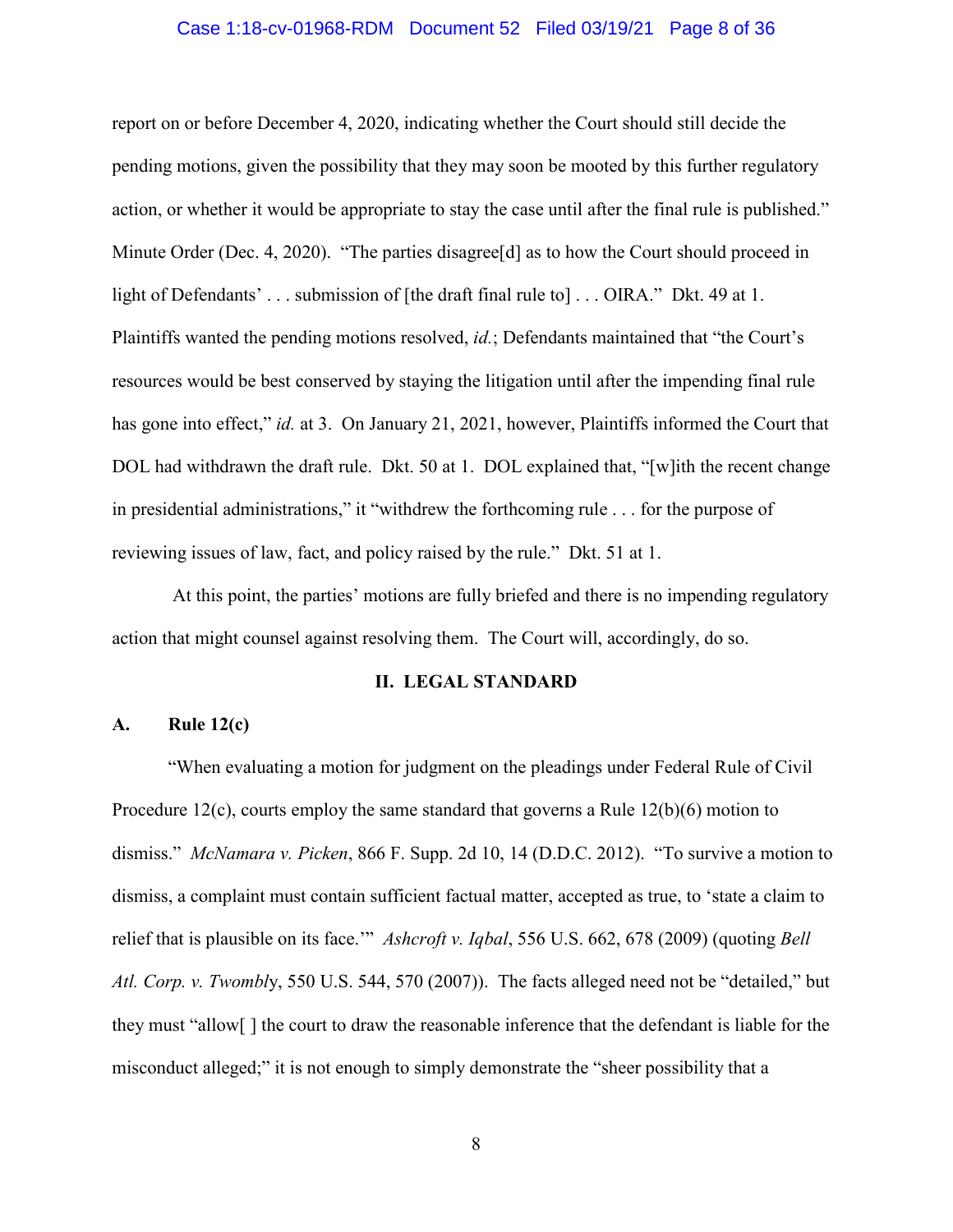report on or before December 4, 2020, indicating whether the Court should still decide the pending motions, given the possibility that they may soon be mooted by this further regulatory action, or whether it would be appropriate to stay the case until after the final rule is published." Minute Order (Dec. 4, 2020). "The parties disagree[d] as to how the Court should proceed in light of Defendants' . . . submission of [the draft final rule to] . . . OIRA." Dkt. 49 at 1. Plaintiffs wanted the pending motions resolved, *id.*; Defendants maintained that "the Court's resources would be best conserved by staying the litigation until after the impending final rule has gone into effect," *id.* at 3. On January 21, 2021, however, Plaintiffs informed the Court that DOL had withdrawn the draft rule. Dkt. 50 at 1. DOL explained that, "[w]ith the recent change in presidential administrations," it "withdrew the forthcoming rule . . . for the purpose of reviewing issues of law, fact, and policy raised by the rule." Dkt. 51 at 1.

At this point, the parties' motions are fully briefed and there is no impending regulatory action that might counsel against resolving them. The Court will, accordingly, do so.

## II. LEGAL STANDARD

### A. Rule 12(c)

"When evaluating a motion for judgment on the pleadings under Federal Rule of Civil Procedure 12(c), courts employ the same standard that governs a Rule 12(b)(6) motion to dismiss." *McNamara v. Picken*, 866 F. Supp. 2d 10, 14 (D.D.C. 2012). "To survive a motion to dismiss, a complaint must contain sufficient factual matter, accepted as true, to 'state a claim to relief that is plausible on its face.'" *Ashcroft v. Iqbal*, 556 U.S. 662, 678 (2009) (quoting *Bell Atl. Corp. v. Twombly*, 550 U.S. 544, 570 (2007)). The facts alleged need not be "detailed," but they must "allow[ ] the court to draw the reasonable inference that the defendant is liable for the misconduct alleged;" it is not enough to simply demonstrate the "sheer possibility that a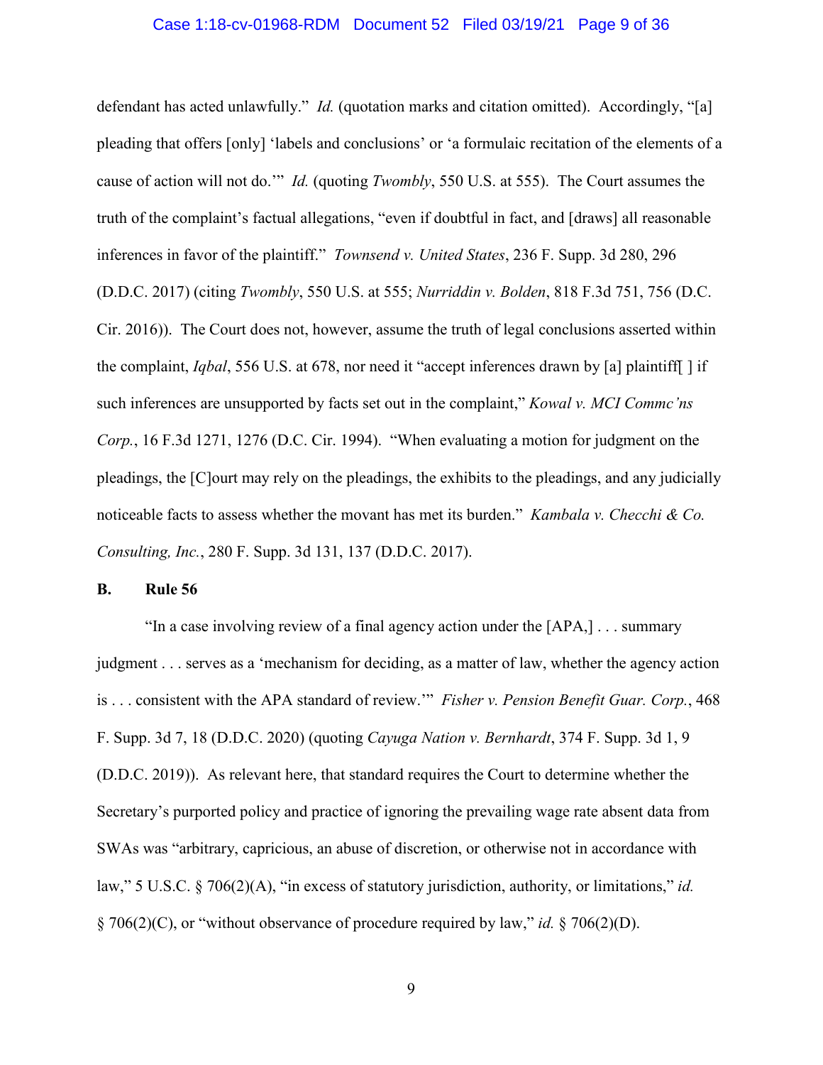defendant has acted unlawfully." *Id.* (quotation marks and citation omitted). Accordingly, "[a] pleading that offers [only] 'labels and conclusions' or 'a formulaic recitation of the elements of a cause of action will not do.'" *Id.* (quoting *Twombly*, 550 U.S. at 555). The Court assumes the truth of the complaint's factual allegations, "even if doubtful in fact, and [draws] all reasonable inferences in favor of the plaintiff." *Townsend v. United States*, 236 F. Supp. 3d 280, 296 (D.D.C. 2017) (citing *Twombly*, 550 U.S. at 555; *Nurriddin v. Bolden*, 818 F.3d 751, 756 (D.C. Cir. 2016)). The Court does not, however, assume the truth of legal conclusions asserted within the complaint, *Iqbal*, 556 U.S. at 678, nor need it "accept inferences drawn by [a] plaintiff[ ] if such inferences are unsupported by facts set out in the complaint," *Kowal v. MCI Commc'ns Corp.*, 16 F.3d 1271, 1276 (D.C. Cir. 1994). "When evaluating a motion for judgment on the pleadings, the [C]ourt may rely on the pleadings, the exhibits to the pleadings, and any judicially noticeable facts to assess whether the movant has met its burden." *Kambala v. Checchi & Co. Consulting, Inc.*, 280 F. Supp. 3d 131, 137 (D.D.C. 2017).

**B. Rule 56**

"In a case involving review of a final agency action under the [APA,] . . . summary judgment . . . serves as a 'mechanism for deciding, as a matter of law, whether the agency action is . . . consistent with the APA standard of review.'" *Fisher v. Pension Benefit Guar. Corp.*, 468 F. Supp. 3d 7, 18 (D.D.C. 2020) (quoting *Cayuga Nation v. Bernhardt*, 374 F. Supp. 3d 1, 9 (D.D.C. 2019)). As relevant here, that standard requires the Court to determine whether the Secretary's purported policy and practice of ignoring the prevailing wage rate absent data from SWAs was "arbitrary, capricious, an abuse of discretion, or otherwise not in accordance with law," 5 U.S.C. § 706(2)(A), "in excess of statutory jurisdiction, authority, or limitations," *id.* § 706(2)(C), or "without observance of procedure required by law," *id.* § 706(2)(D).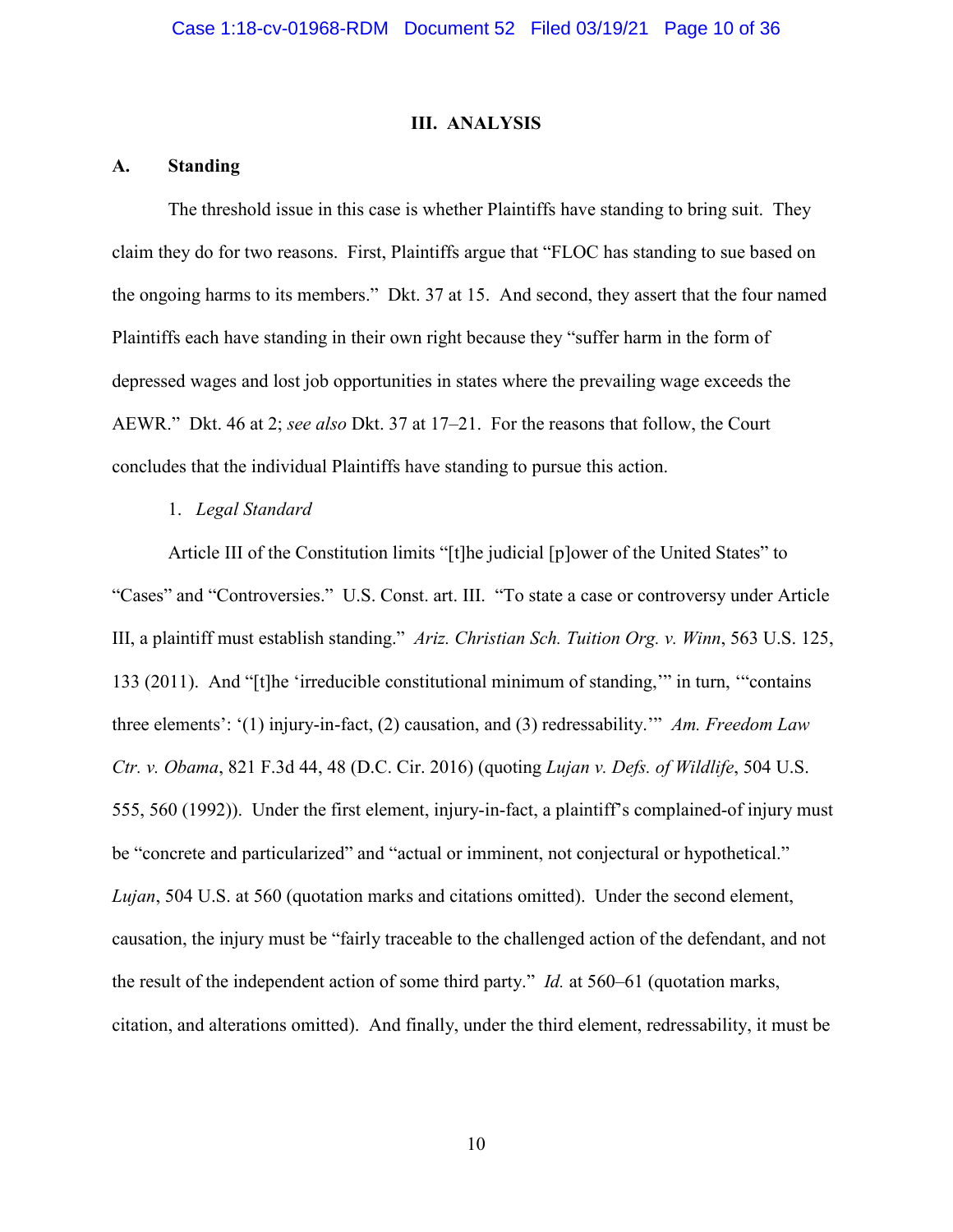## III. ANALYSIS

### A. Standing

The threshold issue in this case is whether Plaintiffs have standing to bring suit. They claim they do for two reasons. First, Plaintiffs argue that "FLOC has standing to sue based on the ongoing harms to its members." Dkt. 37 at 15. And second, they assert that the four named Plaintiffs each have standing in their own right because they "suffer harm in the form of depressed wages and lost job opportunities in states where the prevailing wage exceeds the AEWR." Dkt. 46 at 2; *see also* Dkt. 37 at 17–21. For the reasons that follow, the Court concludes that the individual Plaintiffs have standing to pursue this action.

1. *Legal Standard*

Article III of the Constitution limits "[t]he judicial [p]ower of the United States" to "Cases" and "Controversies." U.S. Const. art. III. "To state a case or controversy under Article III, a plaintiff must establish standing." *Ariz. Christian Sch. Tuition Org. v. Winn*, 563 U.S. 125, 133 (2011). And "[t]he 'irreducible constitutional minimum of standing,'" in turn, '"contains three elements': '(1) injury-in-fact, (2) causation, and (3) redressability.'" *Am. Freedom Law Ctr. v. Obama*, 821 F.3d 44, 48 (D.C. Cir. 2016) (quoting *Lujan v. Defs. of Wildlife*, 504 U.S. 555, 560 (1992)). Under the first element, injury-in-fact, a plaintiff's complained-of injury must be "concrete and particularized" and "actual or imminent, not conjectural or hypothetical." *Lujan*, 504 U.S. at 560 (quotation marks and citations omitted). Under the second element, causation, the injury must be "fairly traceable to the challenged action of the defendant, and not the result of the independent action of some third party." *Id.* at 560–61 (quotation marks, citation, and alterations omitted). And finally, under the third element, redressability, it must be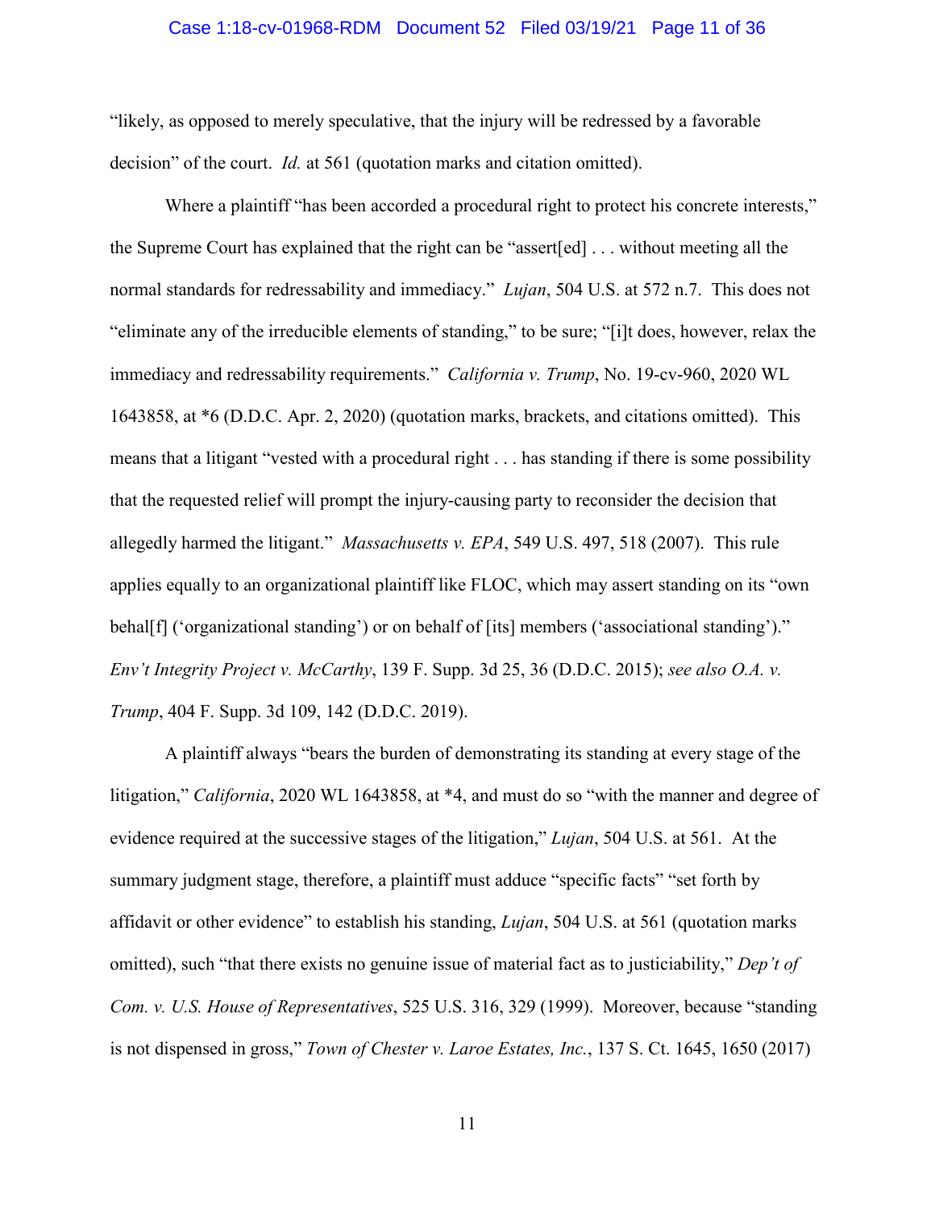"likely, as opposed to merely speculative, that the injury will be redressed by a favorable decision" of the court. *Id.* at 561 (quotation marks and citation omitted).

Where a plaintiff "has been accorded a procedural right to protect his concrete interests," the Supreme Court has explained that the right can be "assert[ed] . . . without meeting all the normal standards for redressability and immediacy." *Lujan*, 504 U.S. at 572 n.7. This does not "eliminate any of the irreducible elements of standing," to be sure; "[i]t does, however, relax the immediacy and redressability requirements." *California v. Trump*, No. 19-cv-960, 2020 WL 1643858, at *6 (D.D.C. Apr. 2, 2020) (quotation marks, brackets, and citations omitted). This means that a litigant "vested with a procedural right . . . has standing if there is some possibility that the requested relief will prompt the injury-causing party to reconsider the decision that allegedly harmed the litigant." *Massachusetts v. EPA*, 549 U.S. 497, 518 (2007). This rule applies equally to an organizational plaintiff like FLOC, which may assert standing on its "own behal[f] ('organizational standing') or on behalf of [its] members ('associational standing')." *Env't Integrity Project v. McCarthy*, 139 F. Supp. 3d 25, 36 (D.D.C. 2015); *see also O.A. v. Trump*, 404 F. Supp. 3d 109, 142 (D.D.C. 2019).

A plaintiff always "bears the burden of demonstrating its standing at every stage of the litigation," *California*, 2020 WL 1643858, at *4, and must do so "with the manner and degree of evidence required at the successive stages of the litigation," *Lujan*, 504 U.S. at 561. At the summary judgment stage, therefore, a plaintiff must adduce "specific facts" "set forth by affidavit or other evidence" to establish his standing, *Lujan*, 504 U.S. at 561 (quotation marks omitted), such "that there exists no genuine issue of material fact as to justiciability," *Dep't of Com. v. U.S. House of Representatives*, 525 U.S. 316, 329 (1999). Moreover, because "standing is not dispensed in gross," *Town of Chester v. Laroe Estates, Inc.*, 137 S. Ct. 1645, 1650 (2017)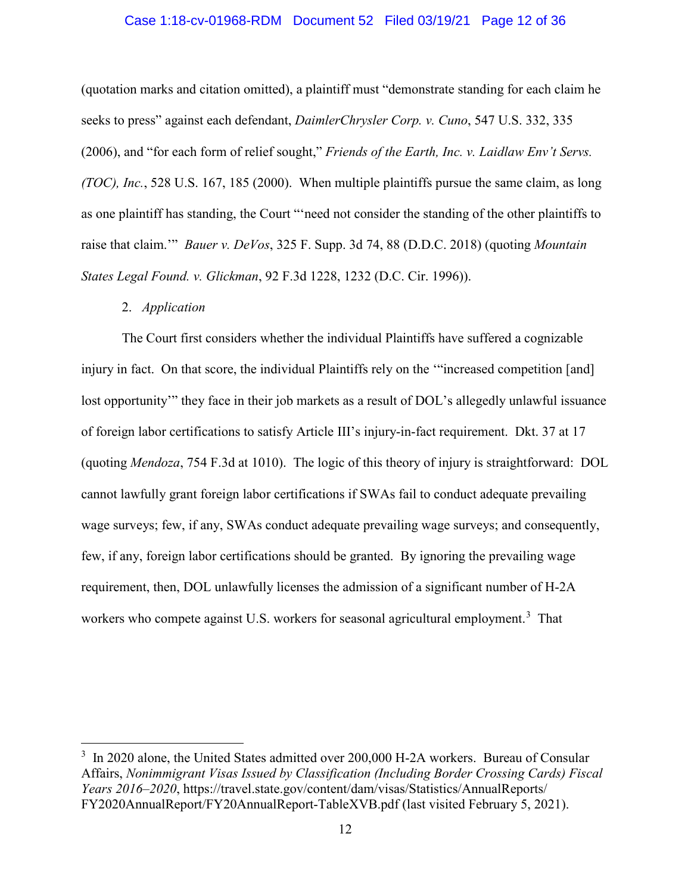(quotation marks and citation omitted), a plaintiff must "demonstrate standing for each claim he seeks to press" against each defendant, *DaimlerChrysler Corp. v. Cuno*, 547 U.S. 332, 335 (2006), and "for each form of relief sought," *Friends of the Earth, Inc. v. Laidlaw Env't Servs. (TOC), Inc.*, 528 U.S. 167, 185 (2000). When multiple plaintiffs pursue the same claim, as long as one plaintiff has standing, the Court "'need not consider the standing of the other plaintiffs to raise that claim.'" *Bauer v. DeVos*, 325 F. Supp. 3d 74, 88 (D.D.C. 2018) (quoting *Mountain States Legal Found. v. Glickman*, 92 F.3d 1228, 1232 (D.C. Cir. 1996)).

2. *Application*

The Court first considers whether the individual Plaintiffs have suffered a cognizable injury in fact. On that score, the individual Plaintiffs rely on the '"increased competition [and] lost opportunity"' they face in their job markets as a result of DOL's allegedly unlawful issuance of foreign labor certifications to satisfy Article III's injury-in-fact requirement. Dkt. 37 at 17 (quoting *Mendoza*, 754 F.3d at 1010). The logic of this theory of injury is straightforward: DOL cannot lawfully grant foreign labor certifications if SWAs fail to conduct adequate prevailing wage surveys; few, if any, SWAs conduct adequate prevailing wage surveys; and consequently, few, if any, foreign labor certifications should be granted. By ignoring the prevailing wage requirement, then, DOL unlawfully licenses the admission of a significant number of H-2A workers who compete against U.S. workers for seasonal agricultural employment.[3] That

---

[3] In 2020 alone, the United States admitted over 200,000 H-2A workers. Bureau of Consular Affairs, *Nonimmigrant Visas Issued by Classification (Including Border Crossing Cards) Fiscal Years 2016–2020*, https://travel.state.gov/content/dam/visas/Statistics/AnnualReports/FY2020AnnualReport/FY20AnnualReport-TableXVB.pdf (last visited February 5, 2021).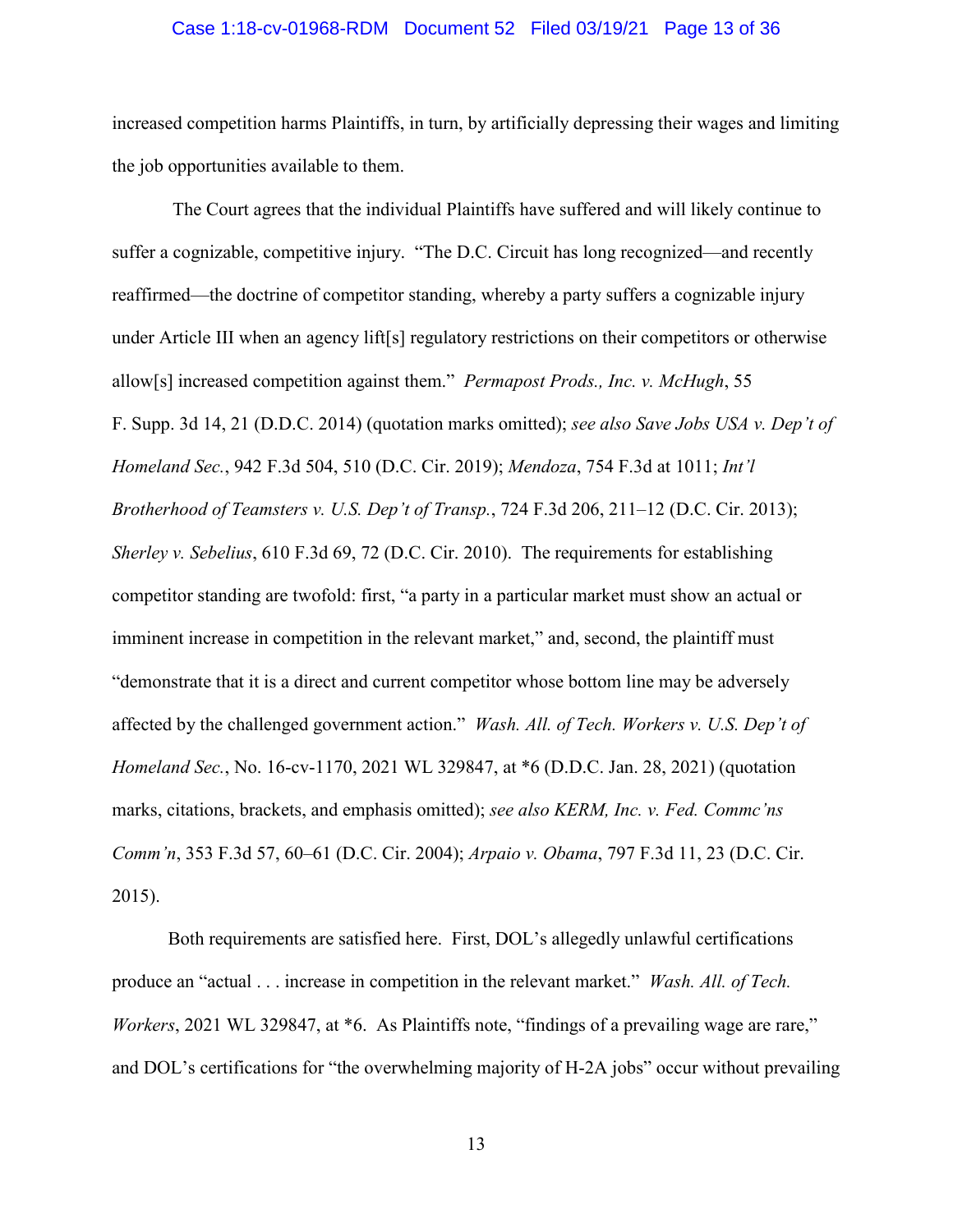increased competition harms Plaintiffs, in turn, by artificially depressing their wages and limiting the job opportunities available to them.

The Court agrees that the individual Plaintiffs have suffered and will likely continue to suffer a cognizable, competitive injury. "The D.C. Circuit has long recognized—and recently reaffirmed—the doctrine of competitor standing, whereby a party suffers a cognizable injury under Article III when an agency lift[s] regulatory restrictions on their competitors or otherwise allow[s] increased competition against them." *Permapost Prods., Inc. v. McHugh*, 55 F. Supp. 3d 14, 21 (D.D.C. 2014) (quotation marks omitted); *see also Save Jobs USA v. Dep't of Homeland Sec.*, 942 F.3d 504, 510 (D.C. Cir. 2019); *Mendoza*, 754 F.3d at 1011; *Int'l Brotherhood of Teamsters v. U.S. Dep't of Transp.*, 724 F.3d 206, 211–12 (D.C. Cir. 2013); *Sherley v. Sebelius*, 610 F.3d 69, 72 (D.C. Cir. 2010). The requirements for establishing competitor standing are twofold: first, "a party in a particular market must show an actual or imminent increase in competition in the relevant market," and, second, the plaintiff must "demonstrate that it is a direct and current competitor whose bottom line may be adversely affected by the challenged government action." *Wash. All. of Tech. Workers v. U.S. Dep't of Homeland Sec.*, No. 16-cv-1170, 2021 WL 329847, at *6 (D.D.C. Jan. 28, 2021) (quotation marks, citations, brackets, and emphasis omitted); *see also KERM, Inc. v. Fed. Commc'ns Comm'n*, 353 F.3d 57, 60–61 (D.C. Cir. 2004); *Arpaio v. Obama*, 797 F.3d 11, 23 (D.C. Cir. 2015).

Both requirements are satisfied here. First, DOL's allegedly unlawful certifications produce an "actual . . . increase in competition in the relevant market." *Wash. All. of Tech. Workers*, 2021 WL 329847, at *6. As Plaintiffs note, "findings of a prevailing wage are rare," and DOL's certifications for "the overwhelming majority of H-2A jobs" occur without prevailing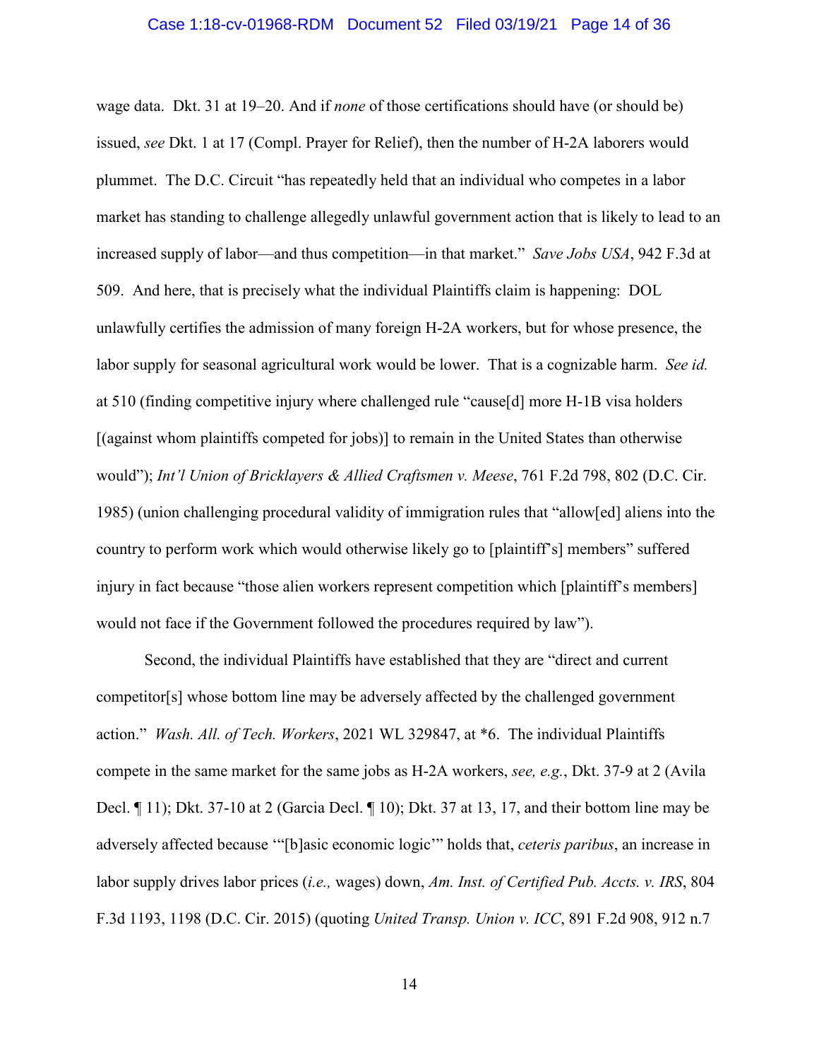wage data. Dkt. 31 at 19–20. And if *none* of those certifications should have (or should be) issued, *see* Dkt. 1 at 17 (Compl. Prayer for Relief), then the number of H-2A laborers would plummet. The D.C. Circuit "has repeatedly held that an individual who competes in a labor market has standing to challenge allegedly unlawful government action that is likely to lead to an increased supply of labor—and thus competition—in that market." *Save Jobs USA*, 942 F.3d at 509. And here, that is precisely what the individual Plaintiffs claim is happening: DOL unlawfully certifies the admission of many foreign H-2A workers, but for whose presence, the labor supply for seasonal agricultural work would be lower. That is a cognizable harm. *See id.* at 510 (finding competitive injury where challenged rule "cause[d] more H-1B visa holders [(against whom plaintiffs competed for jobs)] to remain in the United States than otherwise would"); *Int'l Union of Bricklayers & Allied Craftsmen v. Meese*, 761 F.2d 798, 802 (D.C. Cir. 1985) (union challenging procedural validity of immigration rules that "allow[ed] aliens into the country to perform work which would otherwise likely go to [plaintiff's] members" suffered injury in fact because "those alien workers represent competition which [plaintiff's members] would not face if the Government followed the procedures required by law").

Second, the individual Plaintiffs have established that they are "direct and current competitor[s] whose bottom line may be adversely affected by the challenged government action." *Wash. All. of Tech. Workers*, 2021 WL 329847, at *6. The individual Plaintiffs compete in the same market for the same jobs as H-2A workers, *see, e.g.*, Dkt. 37-9 at 2 (Avila Decl. ¶ 11); Dkt. 37-10 at 2 (Garcia Decl. ¶ 10); Dkt. 37 at 13, 17, and their bottom line may be adversely affected because '"[b]asic economic logic'" holds that, *ceteris paribus*, an increase in labor supply drives labor prices (*i.e.,* wages) down, *Am. Inst. of Certified Pub. Accts. v. IRS*, 804 F.3d 1193, 1198 (D.C. Cir. 2015) (quoting *United Transp. Union v. ICC*, 891 F.2d 908, 912 n.7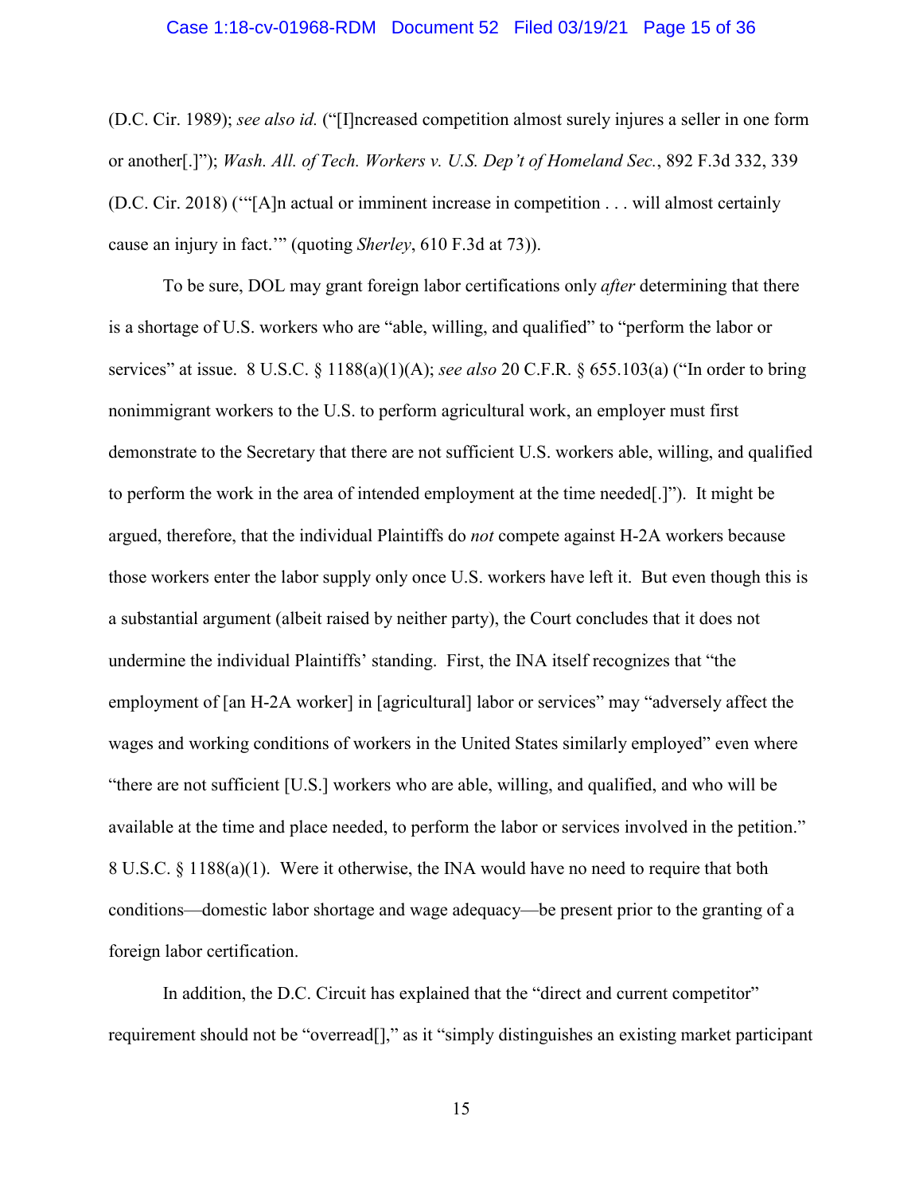(D.C. Cir. 1989); *see also id.* ("[I]ncreased competition almost surely injures a seller in one form or another[.]"); *Wash. All. of Tech. Workers v. U.S. Dep't of Homeland Sec.*, 892 F.3d 332, 339 (D.C. Cir. 2018) ("'[A]n actual or imminent increase in competition . . . will almost certainly cause an injury in fact.'" (quoting *Sherley*, 610 F.3d at 73)).

To be sure, DOL may grant foreign labor certifications only *after* determining that there is a shortage of U.S. workers who are "able, willing, and qualified" to "perform the labor or services" at issue. 8 U.S.C. § 1188(a)(1)(A); *see also* 20 C.F.R. § 655.103(a) ("In order to bring nonimmigrant workers to the U.S. to perform agricultural work, an employer must first demonstrate to the Secretary that there are not sufficient U.S. workers able, willing, and qualified to perform the work in the area of intended employment at the time needed[.]"). It might be argued, therefore, that the individual Plaintiffs do *not* compete against H-2A workers because those workers enter the labor supply only once U.S. workers have left it. But even though this is a substantial argument (albeit raised by neither party), the Court concludes that it does not undermine the individual Plaintiffs' standing. First, the INA itself recognizes that "the employment of [an H-2A worker] in [agricultural] labor or services" may "adversely affect the wages and working conditions of workers in the United States similarly employed" even where "there are not sufficient [U.S.] workers who are able, willing, and qualified, and who will be available at the time and place needed, to perform the labor or services involved in the petition." 8 U.S.C. § 1188(a)(1). Were it otherwise, the INA would have no need to require that both conditions—domestic labor shortage and wage adequacy—be present prior to the granting of a foreign labor certification.

In addition, the D.C. Circuit has explained that the "direct and current competitor" requirement should not be "overread[]," as it "simply distinguishes an existing market participant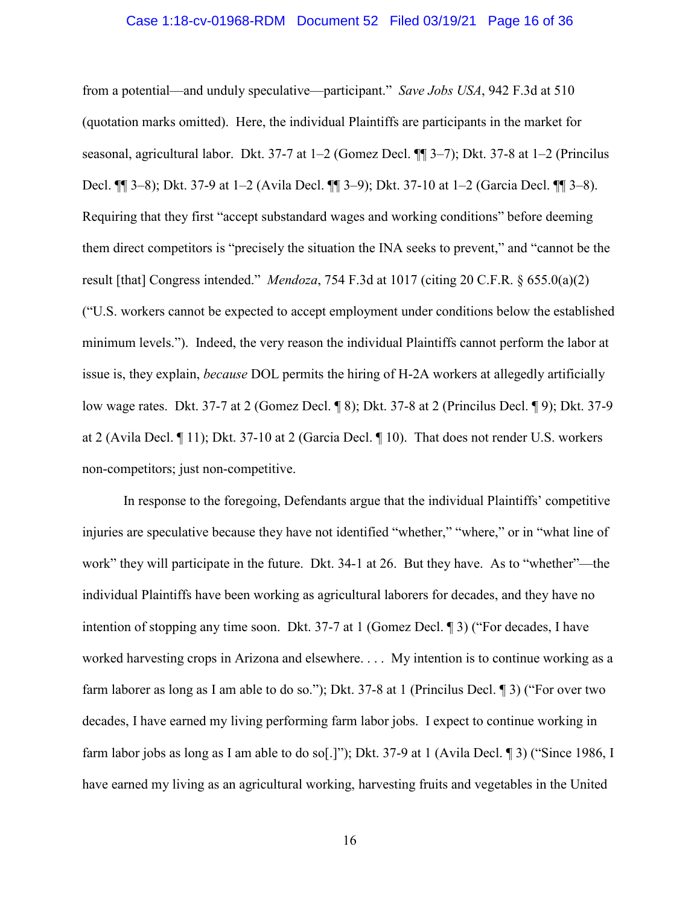from a potential—and unduly speculative—participant." *Save Jobs USA*, 942 F.3d at 510 (quotation marks omitted). Here, the individual Plaintiffs are participants in the market for seasonal, agricultural labor. Dkt. 37-7 at 1–2 (Gomez Decl. ¶¶ 3–7); Dkt. 37-8 at 1–2 (Princilus Decl. ¶¶ 3–8); Dkt. 37-9 at 1–2 (Avila Decl. ¶¶ 3–9); Dkt. 37-10 at 1–2 (Garcia Decl. ¶¶ 3–8). Requiring that they first "accept substandard wages and working conditions" before deeming them direct competitors is "precisely the situation the INA seeks to prevent," and "cannot be the result [that] Congress intended." *Mendoza*, 754 F.3d at 1017 (citing 20 C.F.R. § 655.0(a)(2) ("U.S. workers cannot be expected to accept employment under conditions below the established minimum levels."). Indeed, the very reason the individual Plaintiffs cannot perform the labor at issue is, they explain, *because* DOL permits the hiring of H-2A workers at allegedly artificially low wage rates. Dkt. 37-7 at 2 (Gomez Decl. ¶ 8); Dkt. 37-8 at 2 (Princilus Decl. ¶ 9); Dkt. 37-9 at 2 (Avila Decl. ¶ 11); Dkt. 37-10 at 2 (Garcia Decl. ¶ 10). That does not render U.S. workers non-competitors; just non-competitive.

In response to the foregoing, Defendants argue that the individual Plaintiffs' competitive injuries are speculative because they have not identified "whether," "where," or in "what line of work" they will participate in the future. Dkt. 34-1 at 26. But they have. As to "whether"—the individual Plaintiffs have been working as agricultural laborers for decades, and they have no intention of stopping any time soon. Dkt. 37-7 at 1 (Gomez Decl. ¶ 3) ("For decades, I have worked harvesting crops in Arizona and elsewhere. . . . My intention is to continue working as a farm laborer as long as I am able to do so."); Dkt. 37-8 at 1 (Princilus Decl. ¶ 3) ("For over two decades, I have earned my living performing farm labor jobs. I expect to continue working in farm labor jobs as long as I am able to do so[.]"); Dkt. 37-9 at 1 (Avila Decl. ¶ 3) ("Since 1986, I have earned my living as an agricultural working, harvesting fruits and vegetables in the United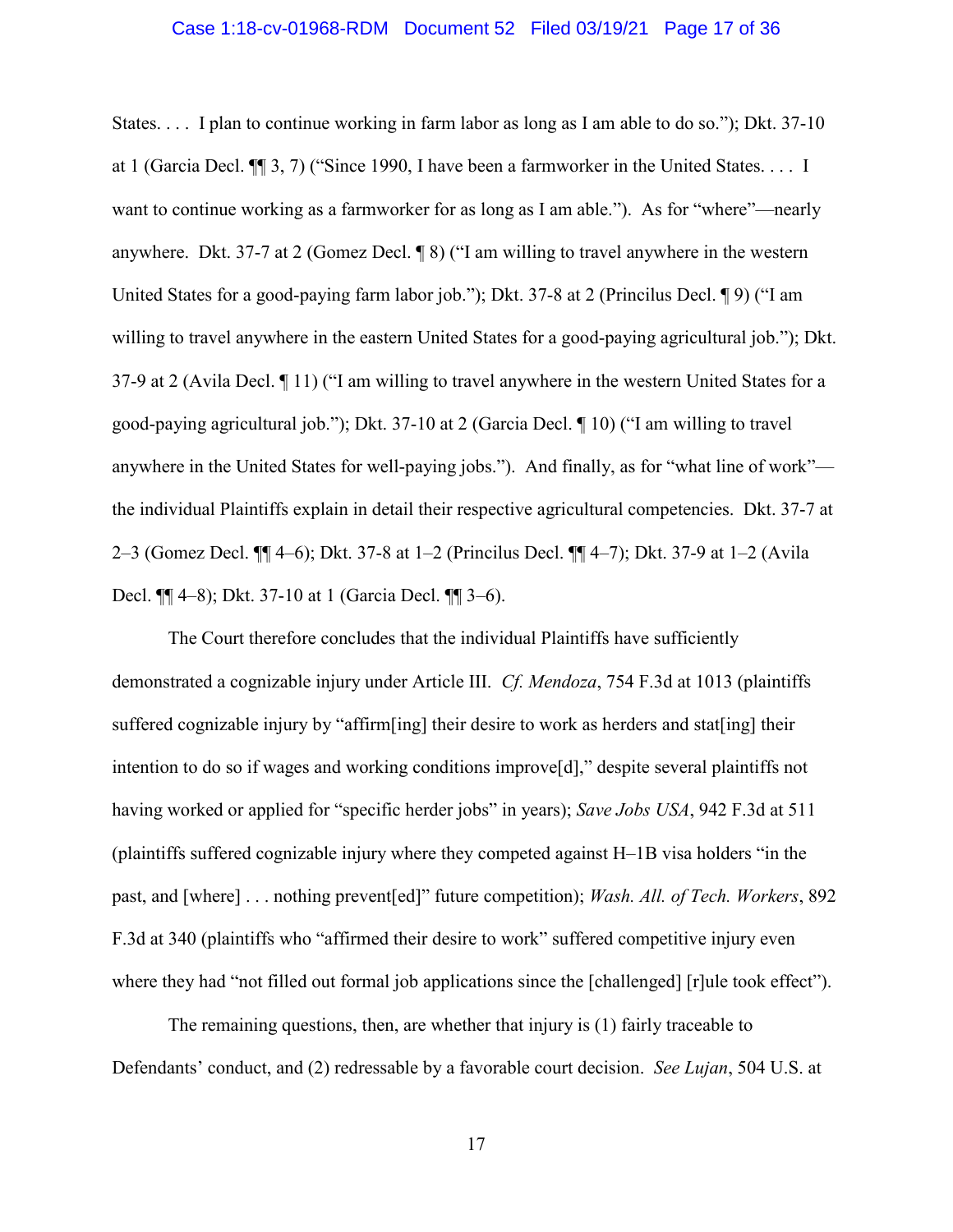States. . . . I plan to continue working in farm labor as long as I am able to do so."); Dkt. 37-10 at 1 (Garcia Decl. ¶¶ 3, 7) ("Since 1990, I have been a farmworker in the United States. . . . I want to continue working as a farmworker for as long as I am able."). As for "where"—nearly anywhere. Dkt. 37-7 at 2 (Gomez Decl. ¶ 8) ("I am willing to travel anywhere in the western United States for a good-paying farm labor job."); Dkt. 37-8 at 2 (Princilus Decl. ¶ 9) ("I am willing to travel anywhere in the eastern United States for a good-paying agricultural job."); Dkt. 37-9 at 2 (Avila Decl. ¶ 11) ("I am willing to travel anywhere in the western United States for a good-paying agricultural job."); Dkt. 37-10 at 2 (Garcia Decl. ¶ 10) ("I am willing to travel anywhere in the United States for well-paying jobs."). And finally, as for "what line of work"—the individual Plaintiffs explain in detail their respective agricultural competencies. Dkt. 37-7 at 2–3 (Gomez Decl. ¶¶ 4–6); Dkt. 37-8 at 1–2 (Princilus Decl. ¶¶ 4–7); Dkt. 37-9 at 1–2 (Avila Decl. ¶¶ 4–8); Dkt. 37-10 at 1 (Garcia Decl. ¶¶ 3–6).

The Court therefore concludes that the individual Plaintiffs have sufficiently demonstrated a cognizable injury under Article III. *Cf. Mendoza*, 754 F.3d at 1013 (plaintiffs suffered cognizable injury by "affirm[ing] their desire to work as herders and stat[ing] their intention to do so if wages and working conditions improve[d]," despite several plaintiffs not having worked or applied for "specific herder jobs" in years); *Save Jobs USA*, 942 F.3d at 511 (plaintiffs suffered cognizable injury where they competed against H–1B visa holders "in the past, and [where] . . . nothing prevent[ed]" future competition); *Wash. All. of Tech. Workers*, 892 F.3d at 340 (plaintiffs who "affirmed their desire to work" suffered competitive injury even where they had "not filled out formal job applications since the [challenged] [r]ule took effect").

The remaining questions, then, are whether that injury is (1) fairly traceable to Defendants' conduct, and (2) redressable by a favorable court decision. *See Lujan*, 504 U.S. at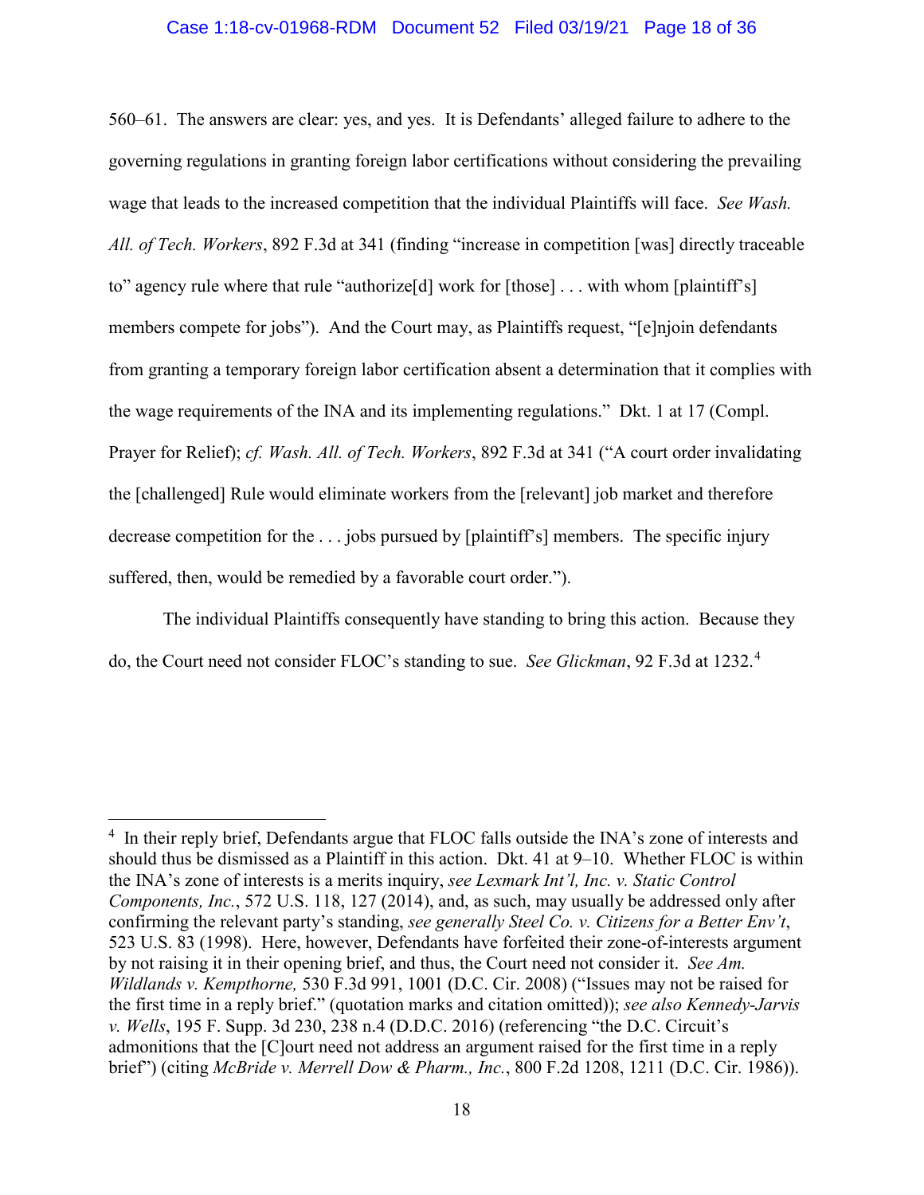560–61. The answers are clear: yes, and yes. It is Defendants' alleged failure to adhere to the governing regulations in granting foreign labor certifications without considering the prevailing wage that leads to the increased competition that the individual Plaintiffs will face. *See Wash. All. of Tech. Workers*, 892 F.3d at 341 (finding "increase in competition [was] directly traceable to" agency rule where that rule "authorize[d] work for [those] . . . with whom [plaintiff's] members compete for jobs"). And the Court may, as Plaintiffs request, "[e]njoin defendants from granting a temporary foreign labor certification absent a determination that it complies with the wage requirements of the INA and its implementing regulations." Dkt. 1 at 17 (Compl. Prayer for Relief); *cf. Wash. All. of Tech. Workers*, 892 F.3d at 341 ("A court order invalidating the [challenged] Rule would eliminate workers from the [relevant] job market and therefore decrease competition for the . . . jobs pursued by [plaintiff's] members. The specific injury suffered, then, would be remedied by a favorable court order.").

The individual Plaintiffs consequently have standing to bring this action. Because they do, the Court need not consider FLOC's standing to sue. *See Glickman*, 92 F.3d at 1232.[4]

---

[4] In their reply brief, Defendants argue that FLOC falls outside the INA's zone of interests and should thus be dismissed as a Plaintiff in this action. Dkt. 41 at 9–10. Whether FLOC is within the INA's zone of interests is a merits inquiry, *see Lexmark Int'l, Inc. v. Static Control Components, Inc.*, 572 U.S. 118, 127 (2014), and, as such, may usually be addressed only after confirming the relevant party's standing, *see generally Steel Co. v. Citizens for a Better Env't*, 523 U.S. 83 (1998). Here, however, Defendants have forfeited their zone-of-interests argument by not raising it in their opening brief, and thus, the Court need not consider it. *See Am. Wildlands v. Kempthorne,* 530 F.3d 991, 1001 (D.C. Cir. 2008) ("Issues may not be raised for the first time in a reply brief." (quotation marks and citation omitted)); *see also Kennedy-Jarvis v. Wells*, 195 F. Supp. 3d 230, 238 n.4 (D.D.C. 2016) (referencing "the D.C. Circuit's admonitions that the [C]ourt need not address an argument raised for the first time in a reply brief") (citing *McBride v. Merrell Dow & Pharm., Inc.*, 800 F.2d 1208, 1211 (D.C. Cir. 1986)).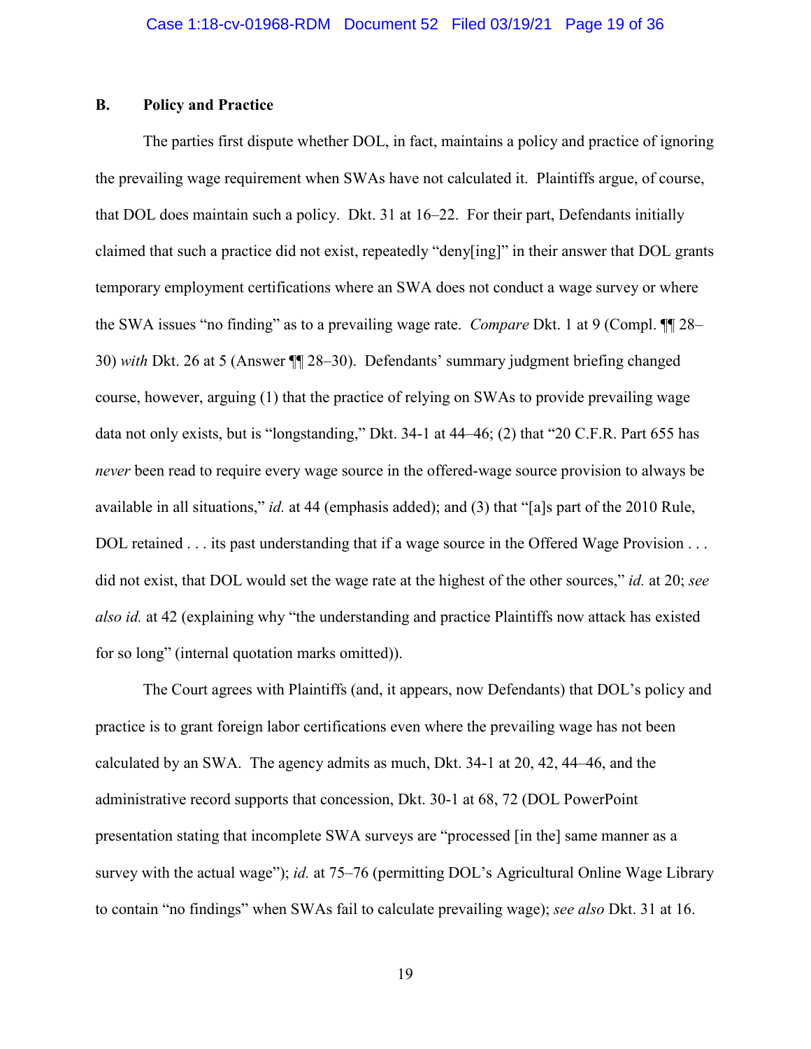### B. Policy and Practice

The parties first dispute whether DOL, in fact, maintains a policy and practice of ignoring the prevailing wage requirement when SWAs have not calculated it. Plaintiffs argue, of course, that DOL does maintain such a policy. Dkt. 31 at 16–22. For their part, Defendants initially claimed that such a practice did not exist, repeatedly "deny[ing]" in their answer that DOL grants temporary employment certifications where an SWA does not conduct a wage survey or where the SWA issues "no finding" as to a prevailing wage rate. *Compare* Dkt. 1 at 9 (Compl. ¶¶ 28–30) *with* Dkt. 26 at 5 (Answer ¶¶ 28–30). Defendants' summary judgment briefing changed course, however, arguing (1) that the practice of relying on SWAs to provide prevailing wage data not only exists, but is "longstanding," Dkt. 34-1 at 44–46; (2) that "20 C.F.R. Part 655 has *never* been read to require every wage source in the offered-wage source provision to always be available in all situations," *id.* at 44 (emphasis added); and (3) that "[a]s part of the 2010 Rule, DOL retained . . . its past understanding that if a wage source in the Offered Wage Provision . . . did not exist, that DOL would set the wage rate at the highest of the other sources," *id.* at 20; *see also id.* at 42 (explaining why "the understanding and practice Plaintiffs now attack has existed for so long" (internal quotation marks omitted)).

The Court agrees with Plaintiffs (and, it appears, now Defendants) that DOL's policy and practice is to grant foreign labor certifications even where the prevailing wage has not been calculated by an SWA. The agency admits as much, Dkt. 34-1 at 20, 42, 44–46, and the administrative record supports that concession, Dkt. 30-1 at 68, 72 (DOL PowerPoint presentation stating that incomplete SWA surveys are "processed [in the] same manner as a survey with the actual wage"); *id.* at 75–76 (permitting DOL's Agricultural Online Wage Library to contain "no findings" when SWAs fail to calculate prevailing wage); *see also* Dkt. 31 at 16.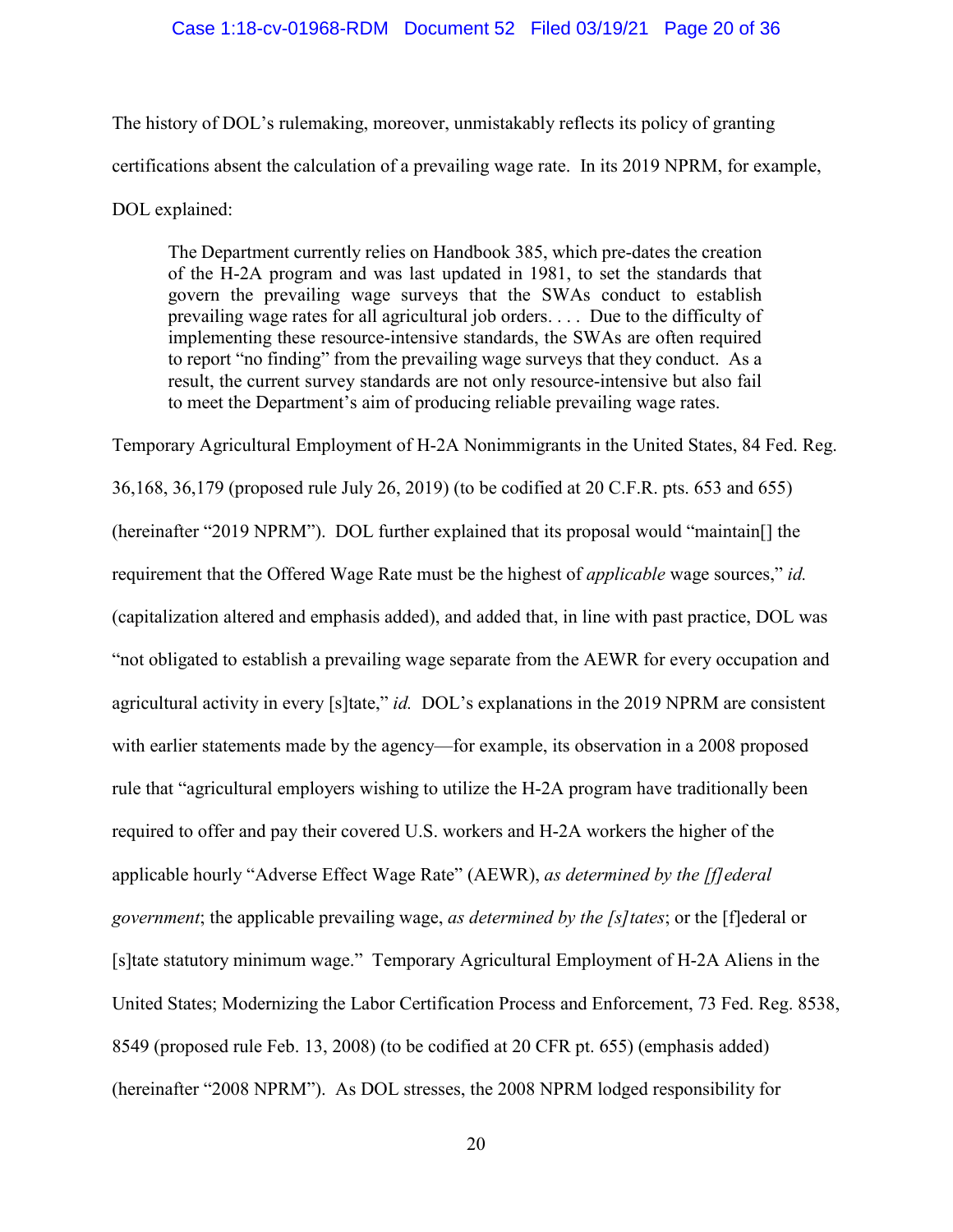The history of DOL's rulemaking, moreover, unmistakably reflects its policy of granting certifications absent the calculation of a prevailing wage rate. In its 2019 NPRM, for example, DOL explained:

> The Department currently relies on Handbook 385, which pre-dates the creation of the H-2A program and was last updated in 1981, to set the standards that govern the prevailing wage surveys that the SWAs conduct to establish prevailing wage rates for all agricultural job orders. . . . Due to the difficulty of implementing these resource-intensive standards, the SWAs are often required to report "no finding" from the prevailing wage surveys that they conduct. As a result, the current survey standards are not only resource-intensive but also fail to meet the Department's aim of producing reliable prevailing wage rates.

Temporary Agricultural Employment of H-2A Nonimmigrants in the United States, 84 Fed. Reg. 36,168, 36,179 (proposed rule July 26, 2019) (to be codified at 20 C.F.R. pts. 653 and 655) (hereinafter "2019 NPRM"). DOL further explained that its proposal would "maintain[] the requirement that the Offered Wage Rate must be the highest of *applicable* wage sources," *id.* (capitalization altered and emphasis added), and added that, in line with past practice, DOL was "not obligated to establish a prevailing wage separate from the AEWR for every occupation and agricultural activity in every [s]tate," *id.* DOL's explanations in the 2019 NPRM are consistent with earlier statements made by the agency—for example, its observation in a 2008 proposed rule that "agricultural employers wishing to utilize the H-2A program have traditionally been required to offer and pay their covered U.S. workers and H-2A workers the higher of the applicable hourly "Adverse Effect Wage Rate" (AEWR), *as determined by the [f]ederal government*; the applicable prevailing wage, *as determined by the [s]tates*; or the [f]ederal or [s]tate statutory minimum wage." Temporary Agricultural Employment of H-2A Aliens in the United States; Modernizing the Labor Certification Process and Enforcement, 73 Fed. Reg. 8538, 8549 (proposed rule Feb. 13, 2008) (to be codified at 20 CFR pt. 655) (emphasis added) (hereinafter "2008 NPRM"). As DOL stresses, the 2008 NPRM lodged responsibility for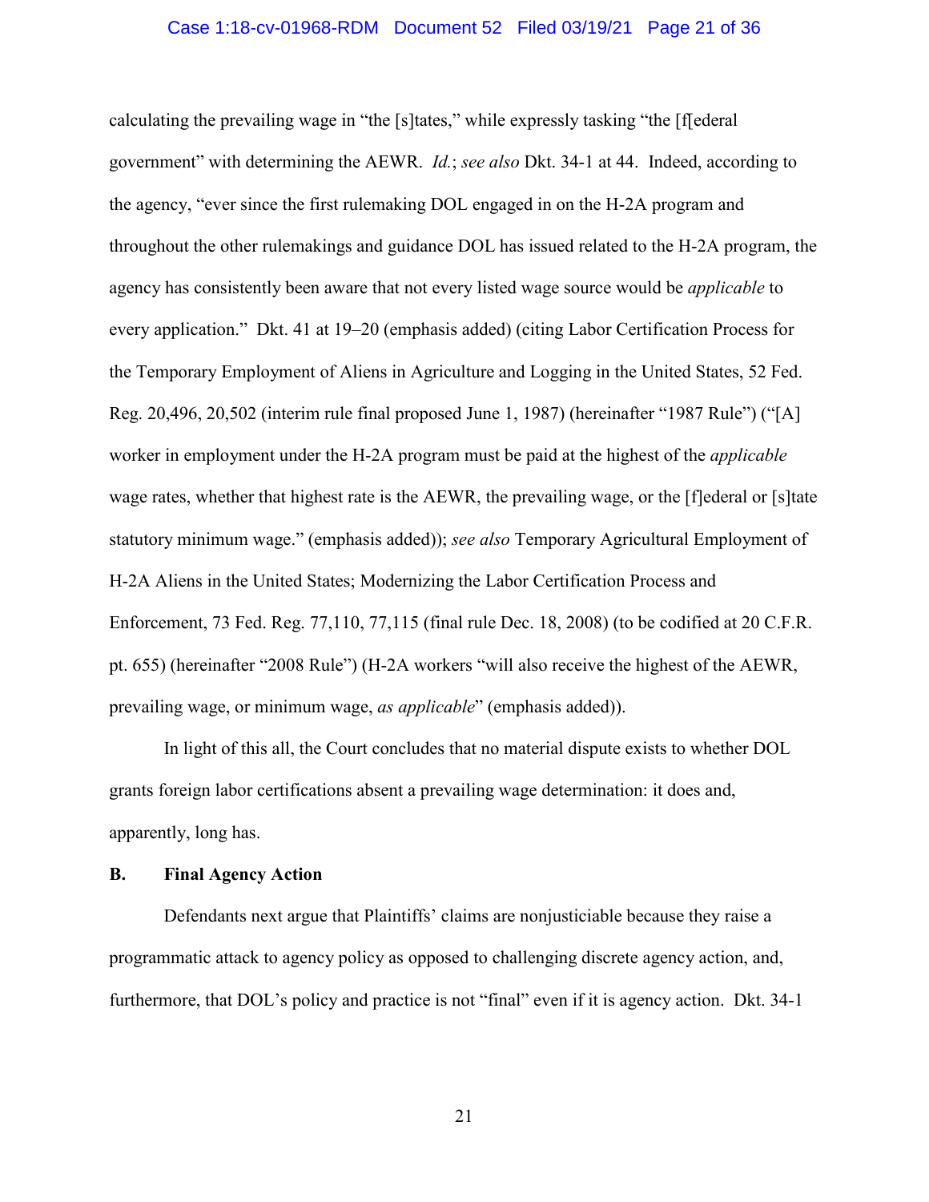calculating the prevailing wage in "the [s]tates," while expressly tasking "the [f[ederal government" with determining the AEWR. *Id.*; *see also* Dkt. 34-1 at 44. Indeed, according to the agency, "ever since the first rulemaking DOL engaged in on the H-2A program and throughout the other rulemakings and guidance DOL has issued related to the H-2A program, the agency has consistently been aware that not every listed wage source would be *applicable* to every application." Dkt. 41 at 19–20 (emphasis added) (citing Labor Certification Process for the Temporary Employment of Aliens in Agriculture and Logging in the United States, 52 Fed. Reg. 20,496, 20,502 (interim rule final proposed June 1, 1987) (hereinafter "1987 Rule") ("[A] worker in employment under the H-2A program must be paid at the highest of the *applicable* wage rates, whether that highest rate is the AEWR, the prevailing wage, or the [f]ederal or [s]tate statutory minimum wage." (emphasis added)); *see also* Temporary Agricultural Employment of H-2A Aliens in the United States; Modernizing the Labor Certification Process and Enforcement, 73 Fed. Reg. 77,110, 77,115 (final rule Dec. 18, 2008) (to be codified at 20 C.F.R. pt. 655) (hereinafter "2008 Rule") (H-2A workers "will also receive the highest of the AEWR, prevailing wage, or minimum wage, *as applicable*" (emphasis added)).

In light of this all, the Court concludes that no material dispute exists to whether DOL grants foreign labor certifications absent a prevailing wage determination: it does and, apparently, long has.

### B. Final Agency Action

Defendants next argue that Plaintiffs' claims are nonjusticiable because they raise a programmatic attack to agency policy as opposed to challenging discrete agency action, and, furthermore, that DOL's policy and practice is not "final" even if it is agency action. Dkt. 34-1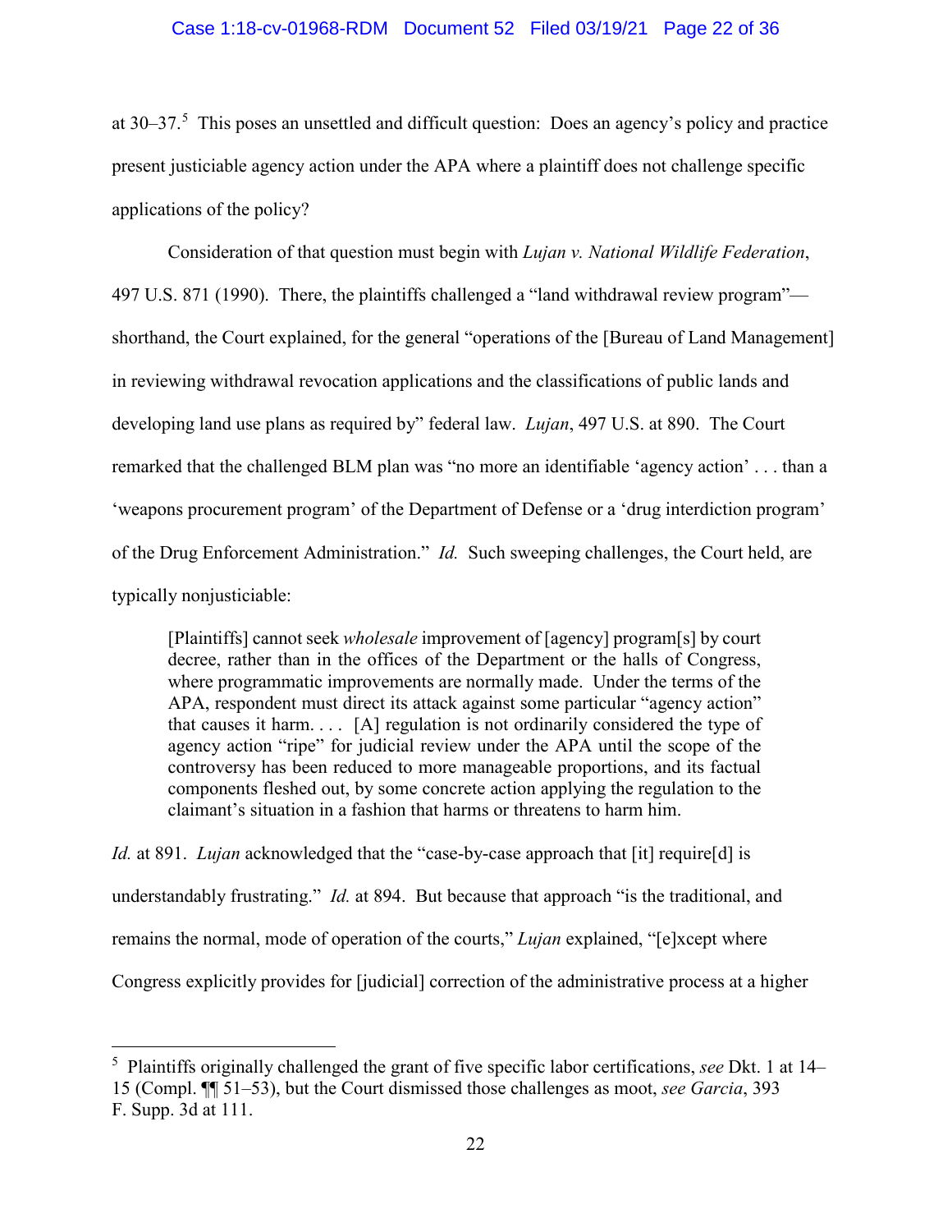at 30–37.[5] This poses an unsettled and difficult question: Does an agency's policy and practice present justiciable agency action under the APA where a plaintiff does not challenge specific applications of the policy?

Consideration of that question must begin with *Lujan v. National Wildlife Federation*, 497 U.S. 871 (1990). There, the plaintiffs challenged a "land withdrawal review program"—shorthand, the Court explained, for the general "operations of the [Bureau of Land Management] in reviewing withdrawal revocation applications and the classifications of public lands and developing land use plans as required by" federal law. *Lujan*, 497 U.S. at 890. The Court remarked that the challenged BLM plan was "no more an identifiable 'agency action' . . . than a 'weapons procurement program' of the Department of Defense or a 'drug interdiction program' of the Drug Enforcement Administration." *Id.* Such sweeping challenges, the Court held, are typically nonjusticiable:

> [Plaintiffs] cannot seek *wholesale* improvement of [agency] program[s] by court decree, rather than in the offices of the Department or the halls of Congress, where programmatic improvements are normally made. Under the terms of the APA, respondent must direct its attack against some particular "agency action" that causes it harm. . . . [A] regulation is not ordinarily considered the type of agency action "ripe" for judicial review under the APA until the scope of the controversy has been reduced to more manageable proportions, and its factual components fleshed out, by some concrete action applying the regulation to the claimant's situation in a fashion that harms or threatens to harm him.

*Id.* at 891. *Lujan* acknowledged that the "case-by-case approach that [it] require[d] is understandably frustrating." *Id.* at 894. But because that approach "is the traditional, and remains the normal, mode of operation of the courts," *Lujan* explained, "[e]xcept where Congress explicitly provides for [judicial] correction of the administrative process at a higher

---

[5] Plaintiffs originally challenged the grant of five specific labor certifications, *see* Dkt. 1 at 14–15 (Compl. ¶¶ 51–53), but the Court dismissed those challenges as moot, *see Garcia*, 393 F. Supp. 3d at 111.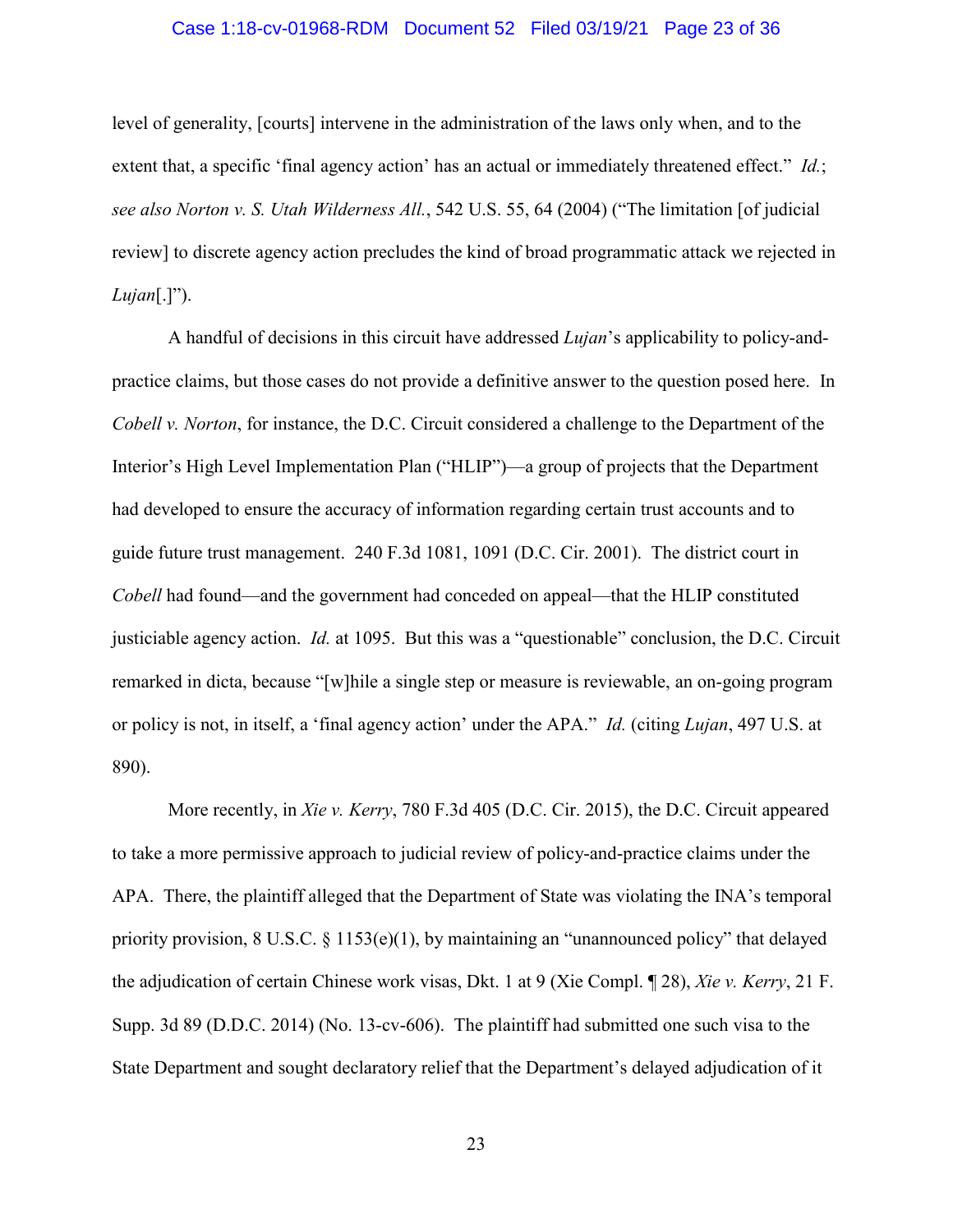level of generality, [courts] intervene in the administration of the laws only when, and to the extent that, a specific 'final agency action' has an actual or immediately threatened effect." *Id.*; *see also Norton v. S. Utah Wilderness All.*, 542 U.S. 55, 64 (2004) ("The limitation [of judicial review] to discrete agency action precludes the kind of broad programmatic attack we rejected in *Lujan*[.]").

A handful of decisions in this circuit have addressed *Lujan*'s applicability to policy-and-practice claims, but those cases do not provide a definitive answer to the question posed here. In *Cobell v. Norton*, for instance, the D.C. Circuit considered a challenge to the Department of the Interior's High Level Implementation Plan ("HLIP")—a group of projects that the Department had developed to ensure the accuracy of information regarding certain trust accounts and to guide future trust management. 240 F.3d 1081, 1091 (D.C. Cir. 2001). The district court in *Cobell* had found—and the government had conceded on appeal—that the HLIP constituted justiciable agency action. *Id.* at 1095. But this was a "questionable" conclusion, the D.C. Circuit remarked in dicta, because "[w]hile a single step or measure is reviewable, an on-going program or policy is not, in itself, a 'final agency action' under the APA." *Id.* (citing *Lujan*, 497 U.S. at 890).

More recently, in *Xie v. Kerry*, 780 F.3d 405 (D.C. Cir. 2015), the D.C. Circuit appeared to take a more permissive approach to judicial review of policy-and-practice claims under the APA. There, the plaintiff alleged that the Department of State was violating the INA's temporal priority provision, 8 U.S.C. § 1153(e)(1), by maintaining an "unannounced policy" that delayed the adjudication of certain Chinese work visas, Dkt. 1 at 9 (Xie Compl. ¶ 28), *Xie v. Kerry*, 21 F. Supp. 3d 89 (D.D.C. 2014) (No. 13-cv-606). The plaintiff had submitted one such visa to the State Department and sought declaratory relief that the Department's delayed adjudication of it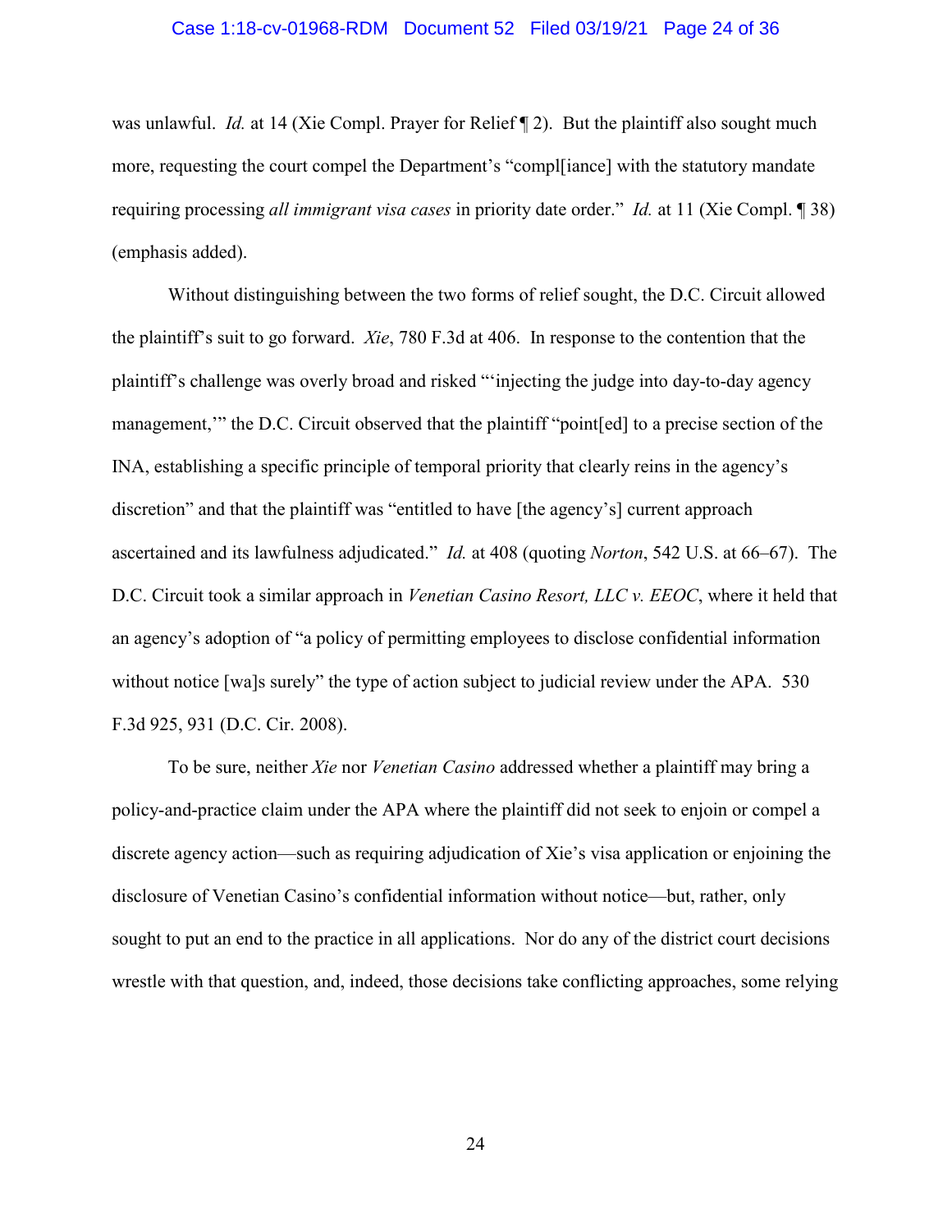was unlawful. *Id.* at 14 (Xie Compl. Prayer for Relief ¶ 2). But the plaintiff also sought much more, requesting the court compel the Department's "compl[iance] with the statutory mandate requiring processing *all immigrant visa cases* in priority date order." *Id.* at 11 (Xie Compl. ¶ 38) (emphasis added).

Without distinguishing between the two forms of relief sought, the D.C. Circuit allowed the plaintiff's suit to go forward. *Xie*, 780 F.3d at 406. In response to the contention that the plaintiff's challenge was overly broad and risked "'injecting the judge into day-to-day agency management,'" the D.C. Circuit observed that the plaintiff "point[ed] to a precise section of the INA, establishing a specific principle of temporal priority that clearly reins in the agency's discretion" and that the plaintiff was "entitled to have [the agency's] current approach ascertained and its lawfulness adjudicated." *Id.* at 408 (quoting *Norton*, 542 U.S. at 66–67). The D.C. Circuit took a similar approach in *Venetian Casino Resort, LLC v. EEOC*, where it held that an agency's adoption of "a policy of permitting employees to disclose confidential information without notice [wa]s surely" the type of action subject to judicial review under the APA. 530 F.3d 925, 931 (D.C. Cir. 2008).

To be sure, neither *Xie* nor *Venetian Casino* addressed whether a plaintiff may bring a policy-and-practice claim under the APA where the plaintiff did not seek to enjoin or compel a discrete agency action—such as requiring adjudication of Xie's visa application or enjoining the disclosure of Venetian Casino's confidential information without notice—but, rather, only sought to put an end to the practice in all applications. Nor do any of the district court decisions wrestle with that question, and, indeed, those decisions take conflicting approaches, some relying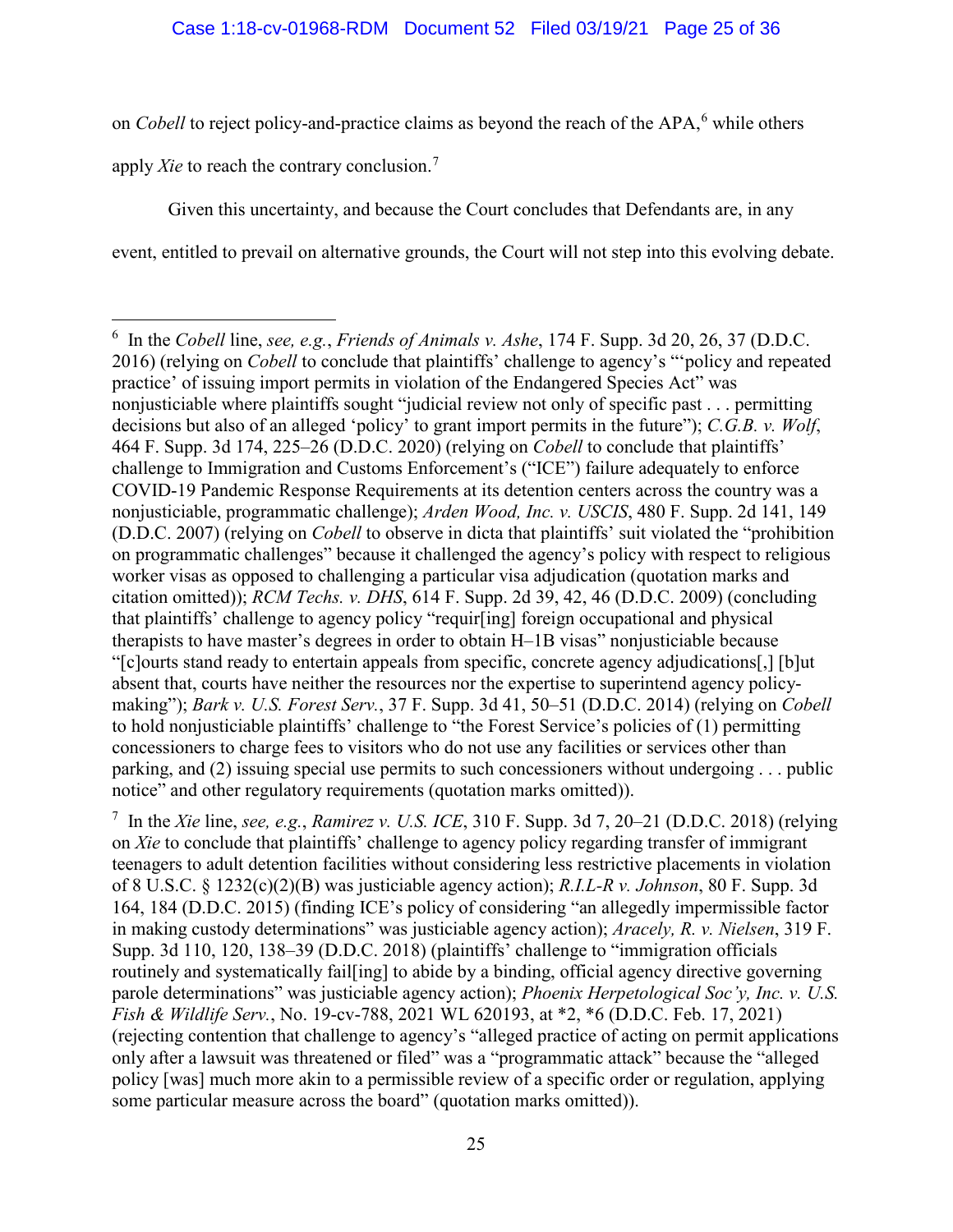on *Cobell* to reject policy-and-practice claims as beyond the reach of the APA,[6] while others apply *Xie* to reach the contrary conclusion.[7]

Given this uncertainty, and because the Court concludes that Defendants are, in any event, entitled to prevail on alternative grounds, the Court will not step into this evolving debate.

---

[6] In the *Cobell* line, *see, e.g.*, *Friends of Animals v. Ashe*, 174 F. Supp. 3d 20, 26, 37 (D.D.C. 2016) (relying on *Cobell* to conclude that plaintiffs' challenge to agency's "'policy and repeated practice' of issuing import permits in violation of the Endangered Species Act" was nonjusticiable where plaintiffs sought "judicial review not only of specific past . . . permitting decisions but also of an alleged 'policy' to grant import permits in the future"); *C.G.B. v. Wolf*, 464 F. Supp. 3d 174, 225–26 (D.D.C. 2020) (relying on *Cobell* to conclude that plaintiffs' challenge to Immigration and Customs Enforcement's ("ICE") failure adequately to enforce COVID-19 Pandemic Response Requirements at its detention centers across the country was a nonjusticiable, programmatic challenge); *Arden Wood, Inc. v. USCIS*, 480 F. Supp. 2d 141, 149 (D.D.C. 2007) (relying on *Cobell* to observe in dicta that plaintiffs' suit violated the "prohibition on programmatic challenges" because it challenged the agency's policy with respect to religious worker visas as opposed to challenging a particular visa adjudication (quotation marks and citation omitted)); *RCM Techs. v. DHS*, 614 F. Supp. 2d 39, 42, 46 (D.D.C. 2009) (concluding that plaintiffs' challenge to agency policy "requir[ing] foreign occupational and physical therapists to have master's degrees in order to obtain H–1B visas" nonjusticiable because "[c]ourts stand ready to entertain appeals from specific, concrete agency adjudications[,] [b]ut absent that, courts have neither the resources nor the expertise to superintend agency policy-making"); *Bark v. U.S. Forest Serv.*, 37 F. Supp. 3d 41, 50–51 (D.D.C. 2014) (relying on *Cobell* to hold nonjusticiable plaintiffs' challenge to "the Forest Service's policies of (1) permitting concessioners to charge fees to visitors who do not use any facilities or services other than parking, and (2) issuing special use permits to such concessioners without undergoing . . . public notice" and other regulatory requirements (quotation marks omitted)).

[7] In the *Xie* line, *see, e.g.*, *Ramirez v. U.S. ICE*, 310 F. Supp. 3d 7, 20–21 (D.D.C. 2018) (relying on *Xie* to conclude that plaintiffs' challenge to agency policy regarding transfer of immigrant teenagers to adult detention facilities without considering less restrictive placements in violation of 8 U.S.C. § 1232(c)(2)(B) was justiciable agency action); *R.I.L-R v. Johnson*, 80 F. Supp. 3d 164, 184 (D.D.C. 2015) (finding ICE's policy of considering "an allegedly impermissible factor in making custody determinations" was justiciable agency action); *Aracely, R. v. Nielsen*, 319 F. Supp. 3d 110, 120, 138–39 (D.D.C. 2018) (plaintiffs' challenge to "immigration officials routinely and systematically fail[ing] to abide by a binding, official agency directive governing parole determinations" was justiciable agency action); *Phoenix Herpetological Soc'y, Inc. v. U.S. Fish & Wildlife Serv.*, No. 19-cv-788, 2021 WL 620193, at \*2, \*6 (D.D.C. Feb. 17, 2021) (rejecting contention that challenge to agency's "alleged practice of acting on permit applications only after a lawsuit was threatened or filed" was a "programmatic attack" because the "alleged policy [was] much more akin to a permissible review of a specific order or regulation, applying some particular measure across the board" (quotation marks omitted)).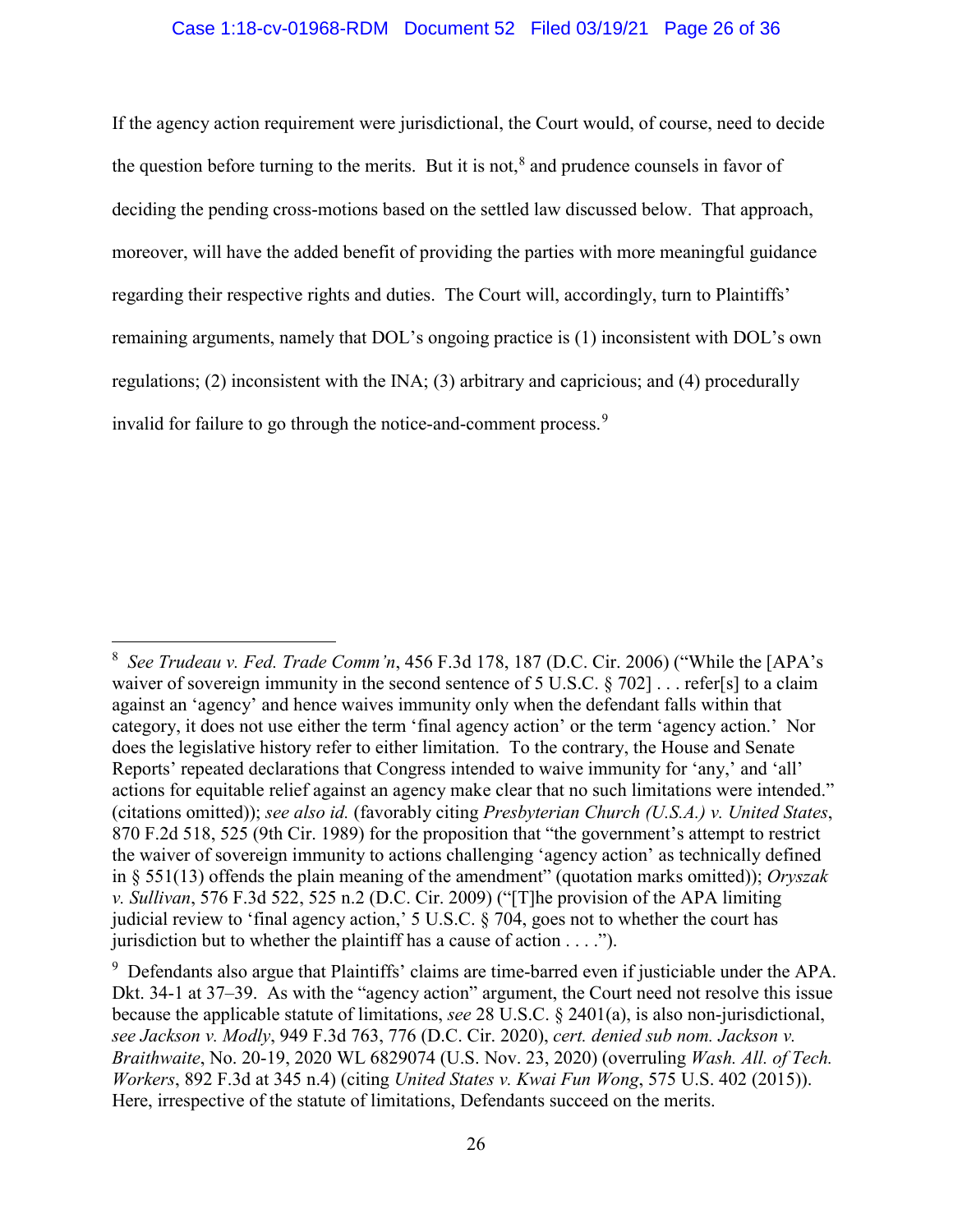If the agency action requirement were jurisdictional, the Court would, of course, need to decide the question before turning to the merits. But it is not,[8] and prudence counsels in favor of deciding the pending cross-motions based on the settled law discussed below. That approach, moreover, will have the added benefit of providing the parties with more meaningful guidance regarding their respective rights and duties. The Court will, accordingly, turn to Plaintiffs' remaining arguments, namely that DOL's ongoing practice is (1) inconsistent with DOL's own regulations; (2) inconsistent with the INA; (3) arbitrary and capricious; and (4) procedurally invalid for failure to go through the notice-and-comment process.[9]

---

[8] *See Trudeau v. Fed. Trade Comm'n*, 456 F.3d 178, 187 (D.C. Cir. 2006) ("While the [APA's waiver of sovereign immunity in the second sentence of 5 U.S.C. § 702] . . . refer[s] to a claim against an 'agency' and hence waives immunity only when the defendant falls within that category, it does not use either the term 'final agency action' or the term 'agency action.' Nor does the legislative history refer to either limitation. To the contrary, the House and Senate Reports' repeated declarations that Congress intended to waive immunity for 'any,' and 'all' actions for equitable relief against an agency make clear that no such limitations were intended." (citations omitted)); *see also id.* (favorably citing *Presbyterian Church (U.S.A.) v. United States*, 870 F.2d 518, 525 (9th Cir. 1989) for the proposition that "the government's attempt to restrict the waiver of sovereign immunity to actions challenging 'agency action' as technically defined in § 551(13) offends the plain meaning of the amendment" (quotation marks omitted)); *Oryszak v. Sullivan*, 576 F.3d 522, 525 n.2 (D.C. Cir. 2009) ("[T]he provision of the APA limiting judicial review to 'final agency action,' 5 U.S.C. § 704, goes not to whether the court has jurisdiction but to whether the plaintiff has a cause of action . . . .").

[9] Defendants also argue that Plaintiffs' claims are time-barred even if justiciable under the APA. Dkt. 34-1 at 37–39. As with the "agency action" argument, the Court need not resolve this issue because the applicable statute of limitations, *see* 28 U.S.C. § 2401(a), is also non-jurisdictional, *see Jackson v. Modly*, 949 F.3d 763, 776 (D.C. Cir. 2020), *cert. denied sub nom. Jackson v. Braithwaite*, No. 20-19, 2020 WL 6829074 (U.S. Nov. 23, 2020) (overruling *Wash. All. of Tech. Workers*, 892 F.3d at 345 n.4) (citing *United States v. Kwai Fun Wong*, 575 U.S. 402 (2015)). Here, irrespective of the statute of limitations, Defendants succeed on the merits.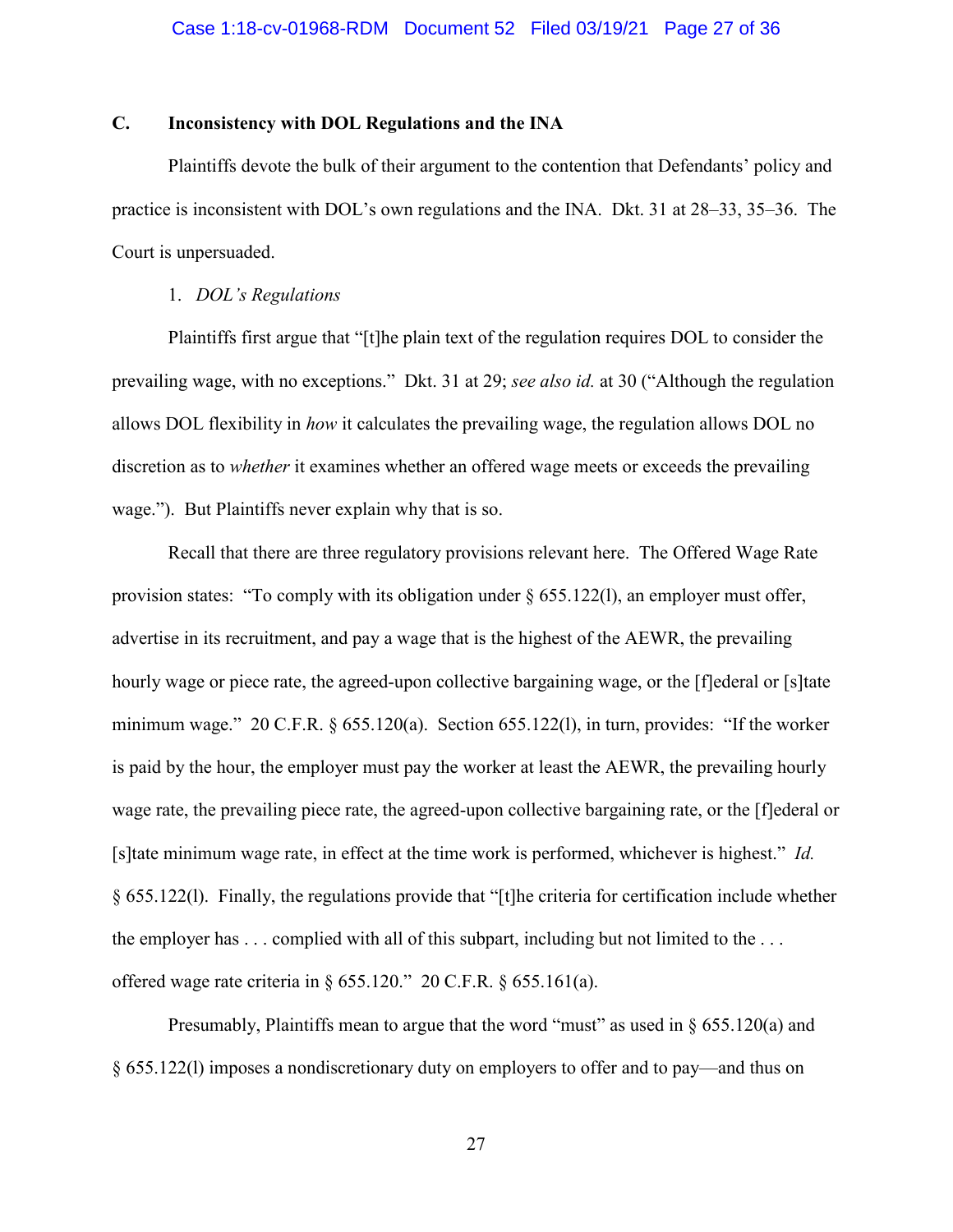### C. Inconsistency with DOL Regulations and the INA

Plaintiffs devote the bulk of their argument to the contention that Defendants' policy and practice is inconsistent with DOL's own regulations and the INA. Dkt. 31 at 28–33, 35–36. The Court is unpersuaded.

1. *DOL's Regulations*

Plaintiffs first argue that "[t]he plain text of the regulation requires DOL to consider the prevailing wage, with no exceptions." Dkt. 31 at 29; *see also id.* at 30 ("Although the regulation allows DOL flexibility in *how* it calculates the prevailing wage, the regulation allows DOL no discretion as to *whether* it examines whether an offered wage meets or exceeds the prevailing wage."). But Plaintiffs never explain why that is so.

Recall that there are three regulatory provisions relevant here. The Offered Wage Rate provision states: "To comply with its obligation under § 655.122(l), an employer must offer, advertise in its recruitment, and pay a wage that is the highest of the AEWR, the prevailing hourly wage or piece rate, the agreed-upon collective bargaining wage, or the [f]ederal or [s]tate minimum wage." 20 C.F.R. § 655.120(a). Section 655.122(l), in turn, provides: "If the worker is paid by the hour, the employer must pay the worker at least the AEWR, the prevailing hourly wage rate, the prevailing piece rate, the agreed-upon collective bargaining rate, or the [f]ederal or [s]tate minimum wage rate, in effect at the time work is performed, whichever is highest." *Id.* § 655.122(l). Finally, the regulations provide that "[t]he criteria for certification include whether the employer has . . . complied with all of this subpart, including but not limited to the . . . offered wage rate criteria in § 655.120." 20 C.F.R. § 655.161(a).

Presumably, Plaintiffs mean to argue that the word "must" as used in § 655.120(a) and § 655.122(l) imposes a nondiscretionary duty on employers to offer and to pay—and thus on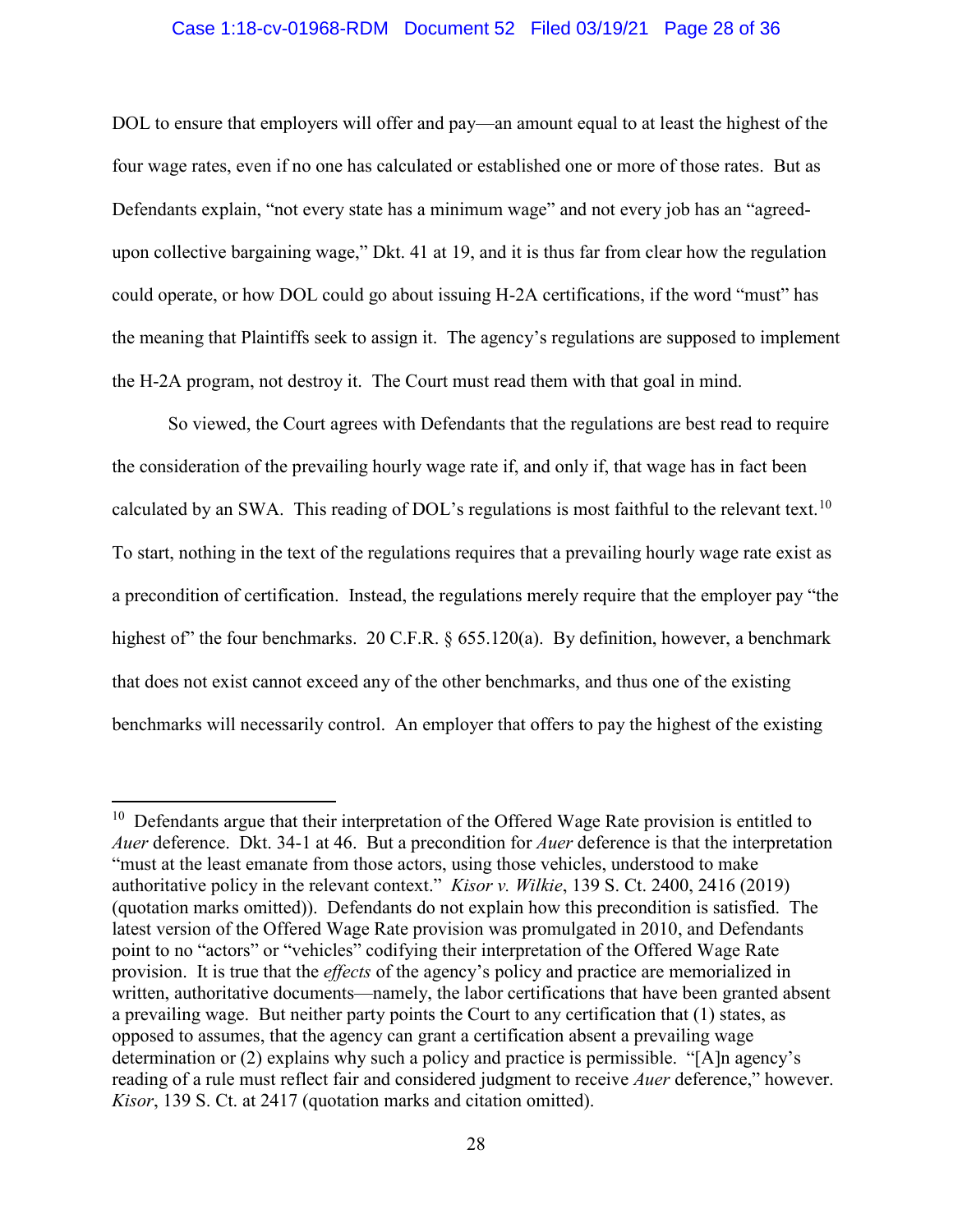DOL to ensure that employers will offer and pay—an amount equal to at least the highest of the four wage rates, even if no one has calculated or established one or more of those rates. But as Defendants explain, "not every state has a minimum wage" and not every job has an "agreed-upon collective bargaining wage," Dkt. 41 at 19, and it is thus far from clear how the regulation could operate, or how DOL could go about issuing H-2A certifications, if the word "must" has the meaning that Plaintiffs seek to assign it. The agency's regulations are supposed to implement the H-2A program, not destroy it. The Court must read them with that goal in mind.

So viewed, the Court agrees with Defendants that the regulations are best read to require the consideration of the prevailing hourly wage rate if, and only if, that wage has in fact been calculated by an SWA. This reading of DOL's regulations is most faithful to the relevant text.[10] To start, nothing in the text of the regulations requires that a prevailing hourly wage rate exist as a precondition of certification. Instead, the regulations merely require that the employer pay "the highest of" the four benchmarks. 20 C.F.R. § 655.120(a). By definition, however, a benchmark that does not exist cannot exceed any of the other benchmarks, and thus one of the existing benchmarks will necessarily control. An employer that offers to pay the highest of the existing

---

[10] Defendants argue that their interpretation of the Offered Wage Rate provision is entitled to *Auer* deference. Dkt. 34-1 at 46. But a precondition for *Auer* deference is that the interpretation "must at the least emanate from those actors, using those vehicles, understood to make authoritative policy in the relevant context." *Kisor v. Wilkie*, 139 S. Ct. 2400, 2416 (2019) (quotation marks omitted)). Defendants do not explain how this precondition is satisfied. The latest version of the Offered Wage Rate provision was promulgated in 2010, and Defendants point to no "actors" or "vehicles" codifying their interpretation of the Offered Wage Rate provision. It is true that the *effects* of the agency's policy and practice are memorialized in written, authoritative documents—namely, the labor certifications that have been granted absent a prevailing wage. But neither party points the Court to any certification that (1) states, as opposed to assumes, that the agency can grant a certification absent a prevailing wage determination or (2) explains why such a policy and practice is permissible. "[A]n agency's reading of a rule must reflect fair and considered judgment to receive *Auer* deference," however. *Kisor*, 139 S. Ct. at 2417 (quotation marks and citation omitted).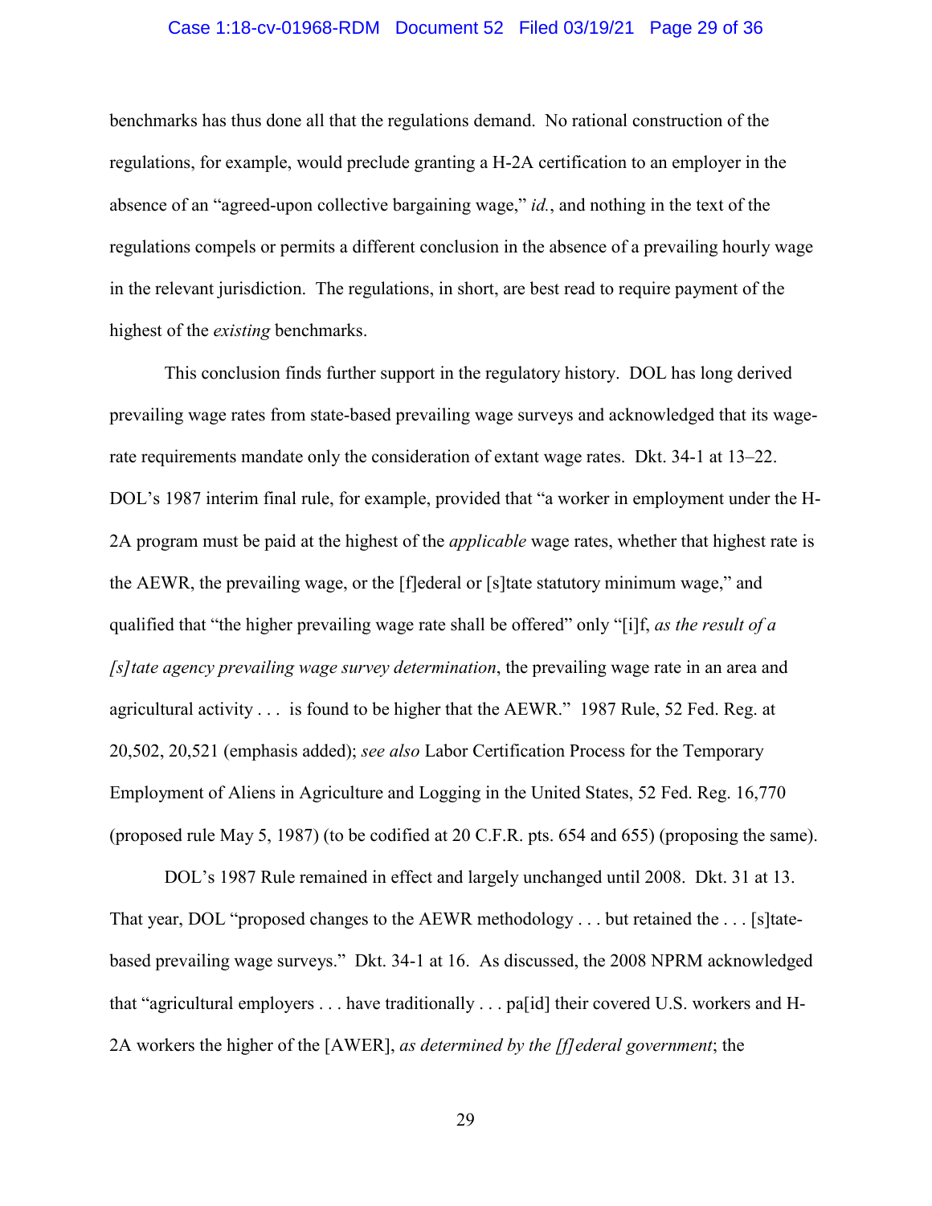benchmarks has thus done all that the regulations demand. No rational construction of the regulations, for example, would preclude granting a H-2A certification to an employer in the absence of an "agreed-upon collective bargaining wage," *id.*, and nothing in the text of the regulations compels or permits a different conclusion in the absence of a prevailing hourly wage in the relevant jurisdiction. The regulations, in short, are best read to require payment of the highest of the *existing* benchmarks.

This conclusion finds further support in the regulatory history. DOL has long derived prevailing wage rates from state-based prevailing wage surveys and acknowledged that its wage-rate requirements mandate only the consideration of extant wage rates. Dkt. 34-1 at 13–22. DOL's 1987 interim final rule, for example, provided that "a worker in employment under the H-2A program must be paid at the highest of the *applicable* wage rates, whether that highest rate is the AEWR, the prevailing wage, or the [f]ederal or [s]tate statutory minimum wage," and qualified that "the higher prevailing wage rate shall be offered" only "[i]f, *as the result of a [s]tate agency prevailing wage survey determination*, the prevailing wage rate in an area and agricultural activity . . . is found to be higher that the AEWR." 1987 Rule, 52 Fed. Reg. at 20,502, 20,521 (emphasis added); *see also* Labor Certification Process for the Temporary Employment of Aliens in Agriculture and Logging in the United States, 52 Fed. Reg. 16,770 (proposed rule May 5, 1987) (to be codified at 20 C.F.R. pts. 654 and 655) (proposing the same).

DOL's 1987 Rule remained in effect and largely unchanged until 2008. Dkt. 31 at 13. That year, DOL "proposed changes to the AEWR methodology . . . but retained the . . . [s]tate-based prevailing wage surveys." Dkt. 34-1 at 16. As discussed, the 2008 NPRM acknowledged that "agricultural employers . . . have traditionally . . . pa[id] their covered U.S. workers and H-2A workers the higher of the [AWER], *as determined by the [f]ederal government*; the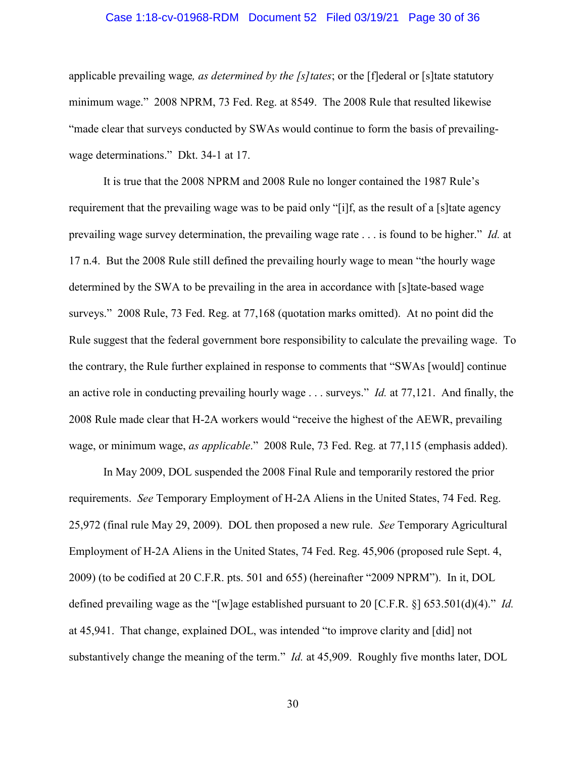applicable prevailing wage*, as determined by the [s]tates*; or the [f]ederal or [s]tate statutory minimum wage." 2008 NPRM, 73 Fed. Reg. at 8549. The 2008 Rule that resulted likewise "made clear that surveys conducted by SWAs would continue to form the basis of prevailing-wage determinations." Dkt. 34-1 at 17.

It is true that the 2008 NPRM and 2008 Rule no longer contained the 1987 Rule's requirement that the prevailing wage was to be paid only "[i]f, as the result of a [s]tate agency prevailing wage survey determination, the prevailing wage rate . . . is found to be higher." *Id.* at 17 n.4. But the 2008 Rule still defined the prevailing hourly wage to mean "the hourly wage determined by the SWA to be prevailing in the area in accordance with [s]tate-based wage surveys." 2008 Rule, 73 Fed. Reg. at 77,168 (quotation marks omitted). At no point did the Rule suggest that the federal government bore responsibility to calculate the prevailing wage. To the contrary, the Rule further explained in response to comments that "SWAs [would] continue an active role in conducting prevailing hourly wage . . . surveys." *Id.* at 77,121. And finally, the 2008 Rule made clear that H-2A workers would "receive the highest of the AEWR, prevailing wage, or minimum wage, *as applicable*." 2008 Rule, 73 Fed. Reg. at 77,115 (emphasis added).

In May 2009, DOL suspended the 2008 Final Rule and temporarily restored the prior requirements. *See* Temporary Employment of H-2A Aliens in the United States, 74 Fed. Reg. 25,972 (final rule May 29, 2009). DOL then proposed a new rule. *See* Temporary Agricultural Employment of H-2A Aliens in the United States, 74 Fed. Reg. 45,906 (proposed rule Sept. 4, 2009) (to be codified at 20 C.F.R. pts. 501 and 655) (hereinafter "2009 NPRM"). In it, DOL defined prevailing wage as the "[w]age established pursuant to 20 [C.F.R. §] 653.501(d)(4)." *Id.* at 45,941. That change, explained DOL, was intended "to improve clarity and [did] not substantively change the meaning of the term." *Id.* at 45,909. Roughly five months later, DOL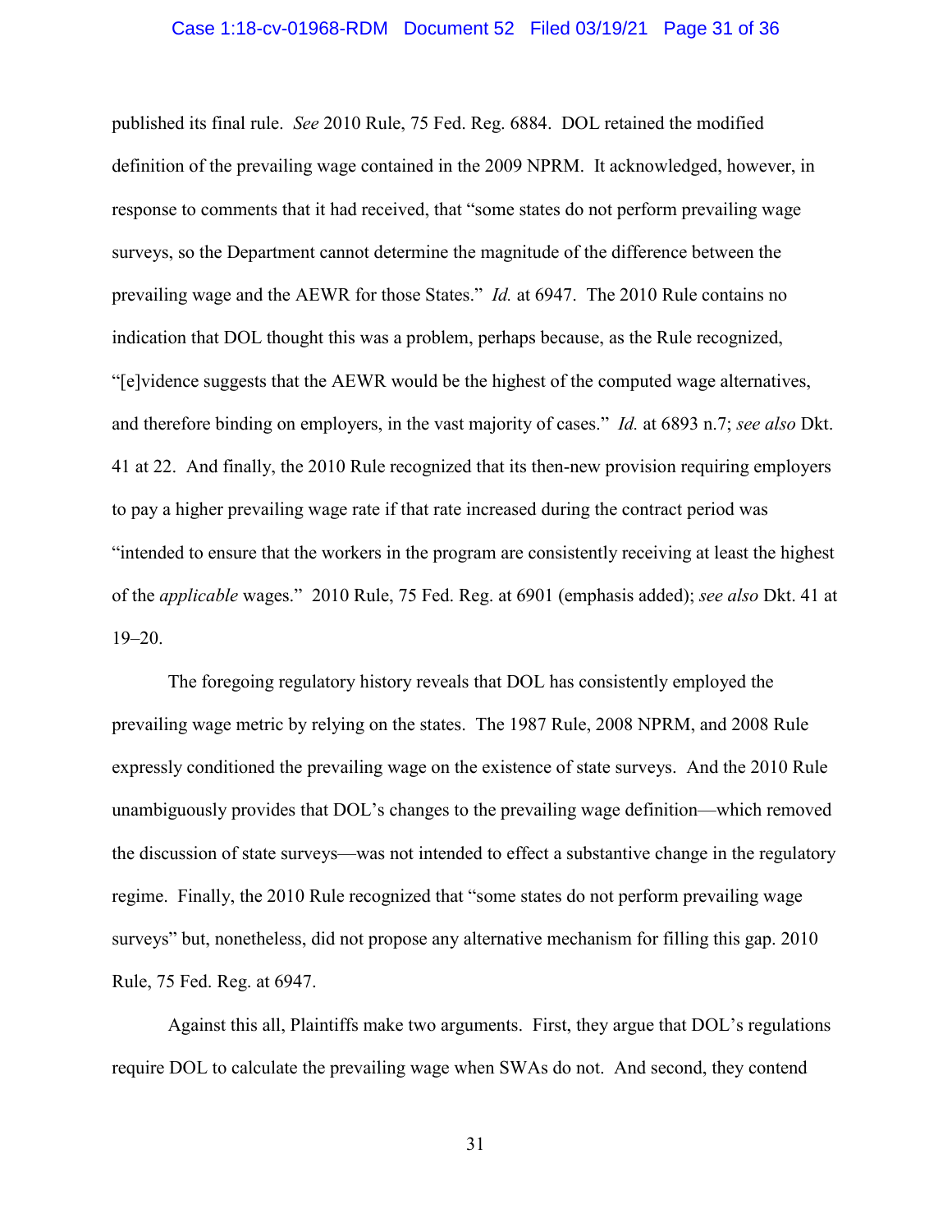published its final rule. *See* 2010 Rule, 75 Fed. Reg. 6884. DOL retained the modified definition of the prevailing wage contained in the 2009 NPRM. It acknowledged, however, in response to comments that it had received, that "some states do not perform prevailing wage surveys, so the Department cannot determine the magnitude of the difference between the prevailing wage and the AEWR for those States." *Id.* at 6947. The 2010 Rule contains no indication that DOL thought this was a problem, perhaps because, as the Rule recognized, "[e]vidence suggests that the AEWR would be the highest of the computed wage alternatives, and therefore binding on employers, in the vast majority of cases." *Id.* at 6893 n.7; *see also* Dkt. 41 at 22. And finally, the 2010 Rule recognized that its then-new provision requiring employers to pay a higher prevailing wage rate if that rate increased during the contract period was "intended to ensure that the workers in the program are consistently receiving at least the highest of the *applicable* wages." 2010 Rule, 75 Fed. Reg. at 6901 (emphasis added); *see also* Dkt. 41 at 19–20.

The foregoing regulatory history reveals that DOL has consistently employed the prevailing wage metric by relying on the states. The 1987 Rule, 2008 NPRM, and 2008 Rule expressly conditioned the prevailing wage on the existence of state surveys. And the 2010 Rule unambiguously provides that DOL's changes to the prevailing wage definition—which removed the discussion of state surveys—was not intended to effect a substantive change in the regulatory regime. Finally, the 2010 Rule recognized that "some states do not perform prevailing wage surveys" but, nonetheless, did not propose any alternative mechanism for filling this gap. 2010 Rule, 75 Fed. Reg. at 6947.

Against this all, Plaintiffs make two arguments. First, they argue that DOL's regulations require DOL to calculate the prevailing wage when SWAs do not. And second, they contend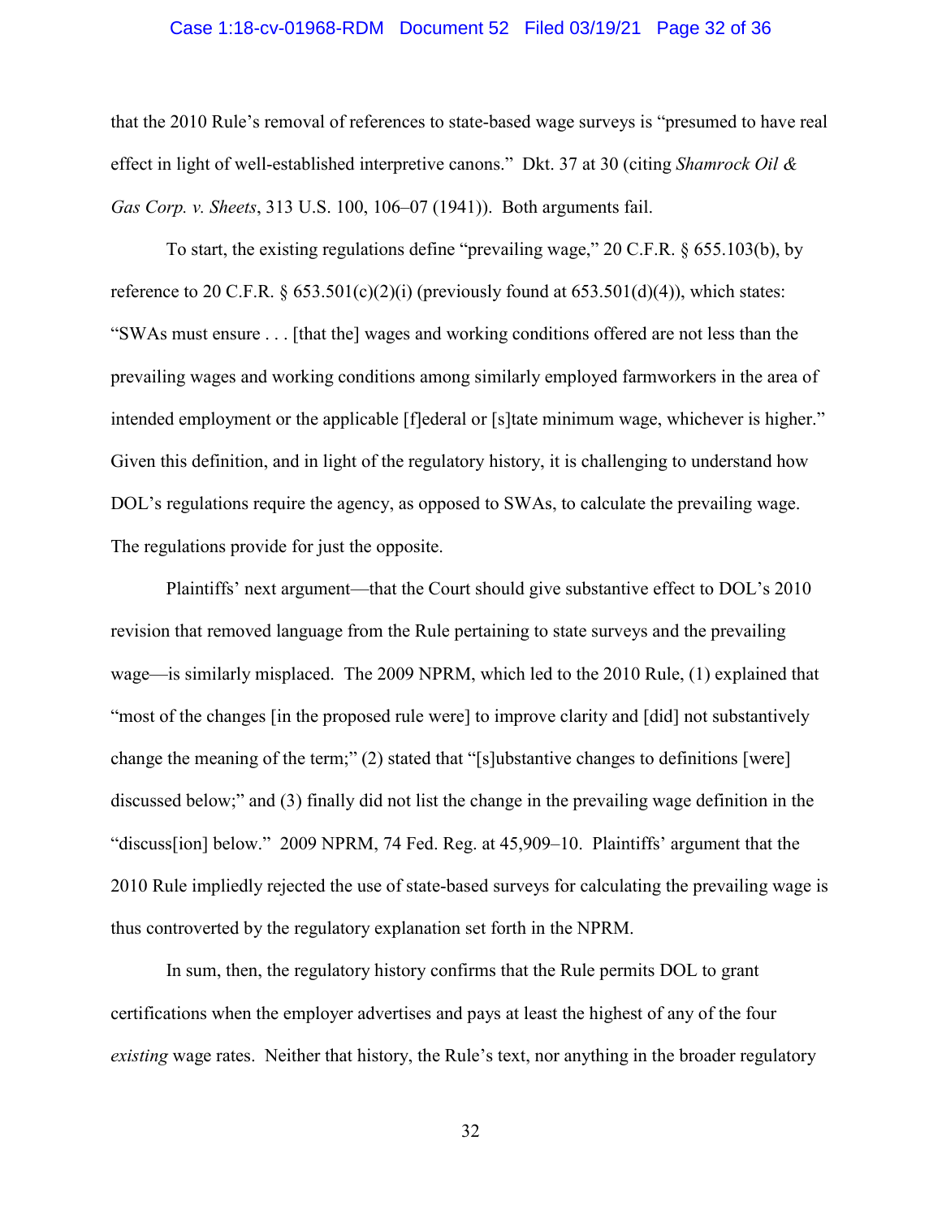that the 2010 Rule's removal of references to state-based wage surveys is "presumed to have real effect in light of well-established interpretive canons." Dkt. 37 at 30 (citing *Shamrock Oil & Gas Corp. v. Sheets*, 313 U.S. 100, 106–07 (1941)). Both arguments fail.

To start, the existing regulations define "prevailing wage," 20 C.F.R. § 655.103(b), by reference to 20 C.F.R. § 653.501(c)(2)(i) (previously found at 653.501(d)(4)), which states: "SWAs must ensure . . . [that the] wages and working conditions offered are not less than the prevailing wages and working conditions among similarly employed farmworkers in the area of intended employment or the applicable [f]ederal or [s]tate minimum wage, whichever is higher." Given this definition, and in light of the regulatory history, it is challenging to understand how DOL's regulations require the agency, as opposed to SWAs, to calculate the prevailing wage. The regulations provide for just the opposite.

Plaintiffs' next argument—that the Court should give substantive effect to DOL's 2010 revision that removed language from the Rule pertaining to state surveys and the prevailing wage—is similarly misplaced. The 2009 NPRM, which led to the 2010 Rule, (1) explained that "most of the changes [in the proposed rule were] to improve clarity and [did] not substantively change the meaning of the term;" (2) stated that "[s]ubstantive changes to definitions [were] discussed below;" and (3) finally did not list the change in the prevailing wage definition in the "discuss[ion] below." 2009 NPRM, 74 Fed. Reg. at 45,909–10. Plaintiffs' argument that the 2010 Rule impliedly rejected the use of state-based surveys for calculating the prevailing wage is thus controverted by the regulatory explanation set forth in the NPRM.

In sum, then, the regulatory history confirms that the Rule permits DOL to grant certifications when the employer advertises and pays at least the highest of any of the four *existing* wage rates. Neither that history, the Rule's text, nor anything in the broader regulatory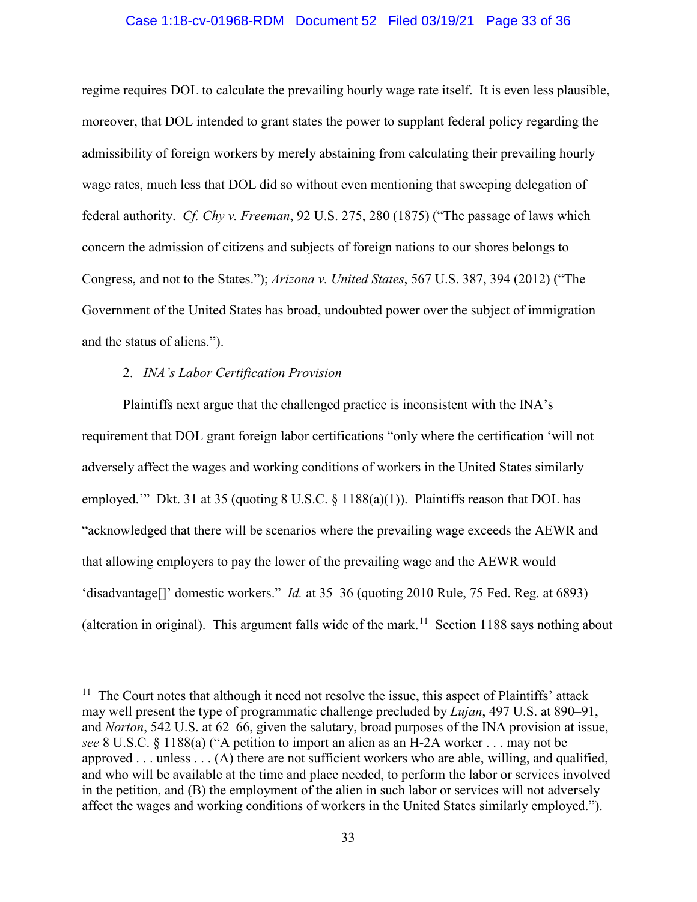regime requires DOL to calculate the prevailing hourly wage rate itself. It is even less plausible, moreover, that DOL intended to grant states the power to supplant federal policy regarding the admissibility of foreign workers by merely abstaining from calculating their prevailing hourly wage rates, much less that DOL did so without even mentioning that sweeping delegation of federal authority. *Cf. Chy v. Freeman*, 92 U.S. 275, 280 (1875) ("The passage of laws which concern the admission of citizens and subjects of foreign nations to our shores belongs to Congress, and not to the States."); *Arizona v. United States*, 567 U.S. 387, 394 (2012) ("The Government of the United States has broad, undoubted power over the subject of immigration and the status of aliens.").

2. *INA's Labor Certification Provision*

Plaintiffs next argue that the challenged practice is inconsistent with the INA's requirement that DOL grant foreign labor certifications "only where the certification 'will not adversely affect the wages and working conditions of workers in the United States similarly employed.'" Dkt. 31 at 35 (quoting 8 U.S.C. § 1188(a)(1)). Plaintiffs reason that DOL has "acknowledged that there will be scenarios where the prevailing wage exceeds the AEWR and that allowing employers to pay the lower of the prevailing wage and the AEWR would 'disadvantage[]' domestic workers." *Id.* at 35–36 (quoting 2010 Rule, 75 Fed. Reg. at 6893) (alteration in original). This argument falls wide of the mark.[11] Section 1188 says nothing about

[11] The Court notes that although it need not resolve the issue, this aspect of Plaintiffs' attack may well present the type of programmatic challenge precluded by *Lujan*, 497 U.S. at 890–91, and *Norton*, 542 U.S. at 62–66, given the salutary, broad purposes of the INA provision at issue, *see* 8 U.S.C. § 1188(a) ("A petition to import an alien as an H-2A worker . . . may not be approved . . . unless . . . (A) there are not sufficient workers who are able, willing, and qualified, and who will be available at the time and place needed, to perform the labor or services involved in the petition, and (B) the employment of the alien in such labor or services will not adversely affect the wages and working conditions of workers in the United States similarly employed.").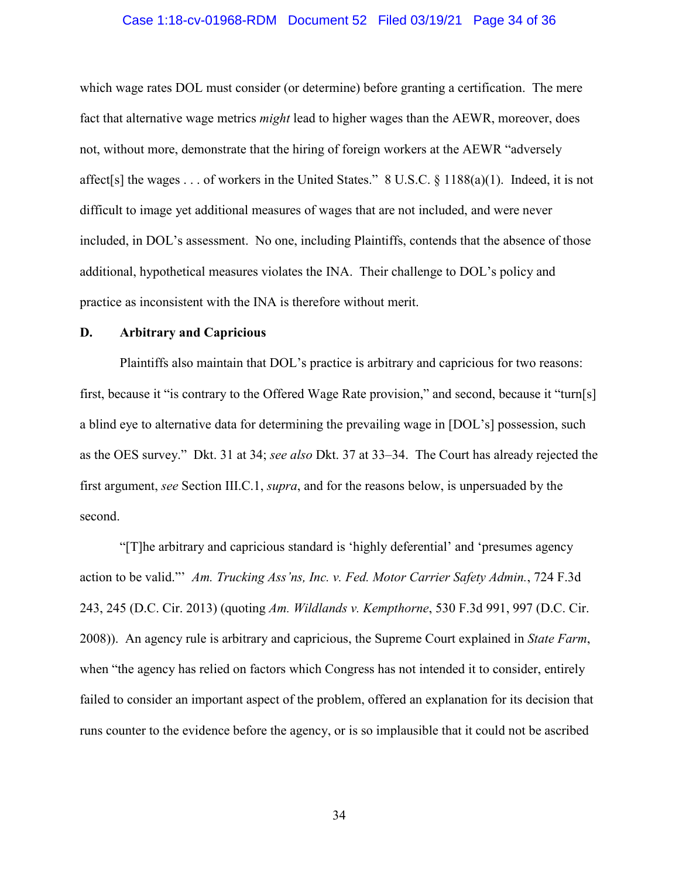which wage rates DOL must consider (or determine) before granting a certification. The mere fact that alternative wage metrics *might* lead to higher wages than the AEWR, moreover, does not, without more, demonstrate that the hiring of foreign workers at the AEWR "adversely affect[s] the wages . . . of workers in the United States." 8 U.S.C. § 1188(a)(1). Indeed, it is not difficult to image yet additional measures of wages that are not included, and were never included, in DOL's assessment. No one, including Plaintiffs, contends that the absence of those additional, hypothetical measures violates the INA. Their challenge to DOL's policy and practice as inconsistent with the INA is therefore without merit.

### D. Arbitrary and Capricious

Plaintiffs also maintain that DOL's practice is arbitrary and capricious for two reasons: first, because it "is contrary to the Offered Wage Rate provision," and second, because it "turn[s] a blind eye to alternative data for determining the prevailing wage in [DOL's] possession, such as the OES survey." Dkt. 31 at 34; *see also* Dkt. 37 at 33–34. The Court has already rejected the first argument, *see* Section III.C.1, *supra*, and for the reasons below, is unpersuaded by the second.

"[T]he arbitrary and capricious standard is 'highly deferential' and 'presumes agency action to be valid.'" *Am. Trucking Ass'ns, Inc. v. Fed. Motor Carrier Safety Admin.*, 724 F.3d 243, 245 (D.C. Cir. 2013) (quoting *Am. Wildlands v. Kempthorne*, 530 F.3d 991, 997 (D.C. Cir. 2008)). An agency rule is arbitrary and capricious, the Supreme Court explained in *State Farm*, when "the agency has relied on factors which Congress has not intended it to consider, entirely failed to consider an important aspect of the problem, offered an explanation for its decision that runs counter to the evidence before the agency, or is so implausible that it could not be ascribed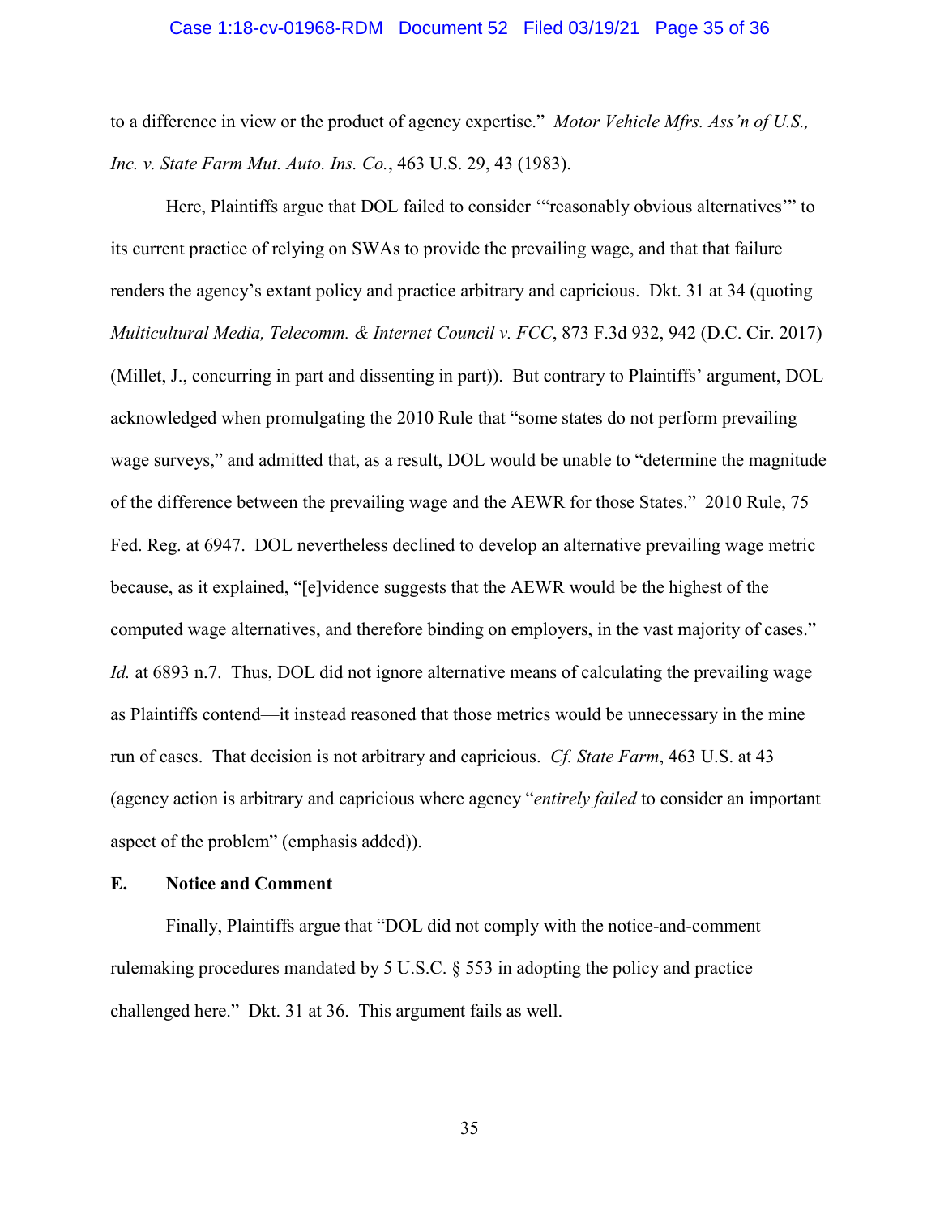to a difference in view or the product of agency expertise." *Motor Vehicle Mfrs. Ass'n of U.S., Inc. v. State Farm Mut. Auto. Ins. Co.*, 463 U.S. 29, 43 (1983).

Here, Plaintiffs argue that DOL failed to consider '"reasonably obvious alternatives'" to its current practice of relying on SWAs to provide the prevailing wage, and that that failure renders the agency's extant policy and practice arbitrary and capricious. Dkt. 31 at 34 (quoting *Multicultural Media, Telecomm. & Internet Council v. FCC*, 873 F.3d 932, 942 (D.C. Cir. 2017) (Millet, J., concurring in part and dissenting in part)). But contrary to Plaintiffs' argument, DOL acknowledged when promulgating the 2010 Rule that "some states do not perform prevailing wage surveys," and admitted that, as a result, DOL would be unable to "determine the magnitude of the difference between the prevailing wage and the AEWR for those States." 2010 Rule, 75 Fed. Reg. at 6947. DOL nevertheless declined to develop an alternative prevailing wage metric because, as it explained, "[e]vidence suggests that the AEWR would be the highest of the computed wage alternatives, and therefore binding on employers, in the vast majority of cases." *Id.* at 6893 n.7. Thus, DOL did not ignore alternative means of calculating the prevailing wage as Plaintiffs contend—it instead reasoned that those metrics would be unnecessary in the mine run of cases. That decision is not arbitrary and capricious. *Cf. State Farm*, 463 U.S. at 43 (agency action is arbitrary and capricious where agency "*entirely failed* to consider an important aspect of the problem" (emphasis added)).

**E. Notice and Comment**

Finally, Plaintiffs argue that "DOL did not comply with the notice-and-comment rulemaking procedures mandated by 5 U.S.C. § 553 in adopting the policy and practice challenged here." Dkt. 31 at 36. This argument fails as well.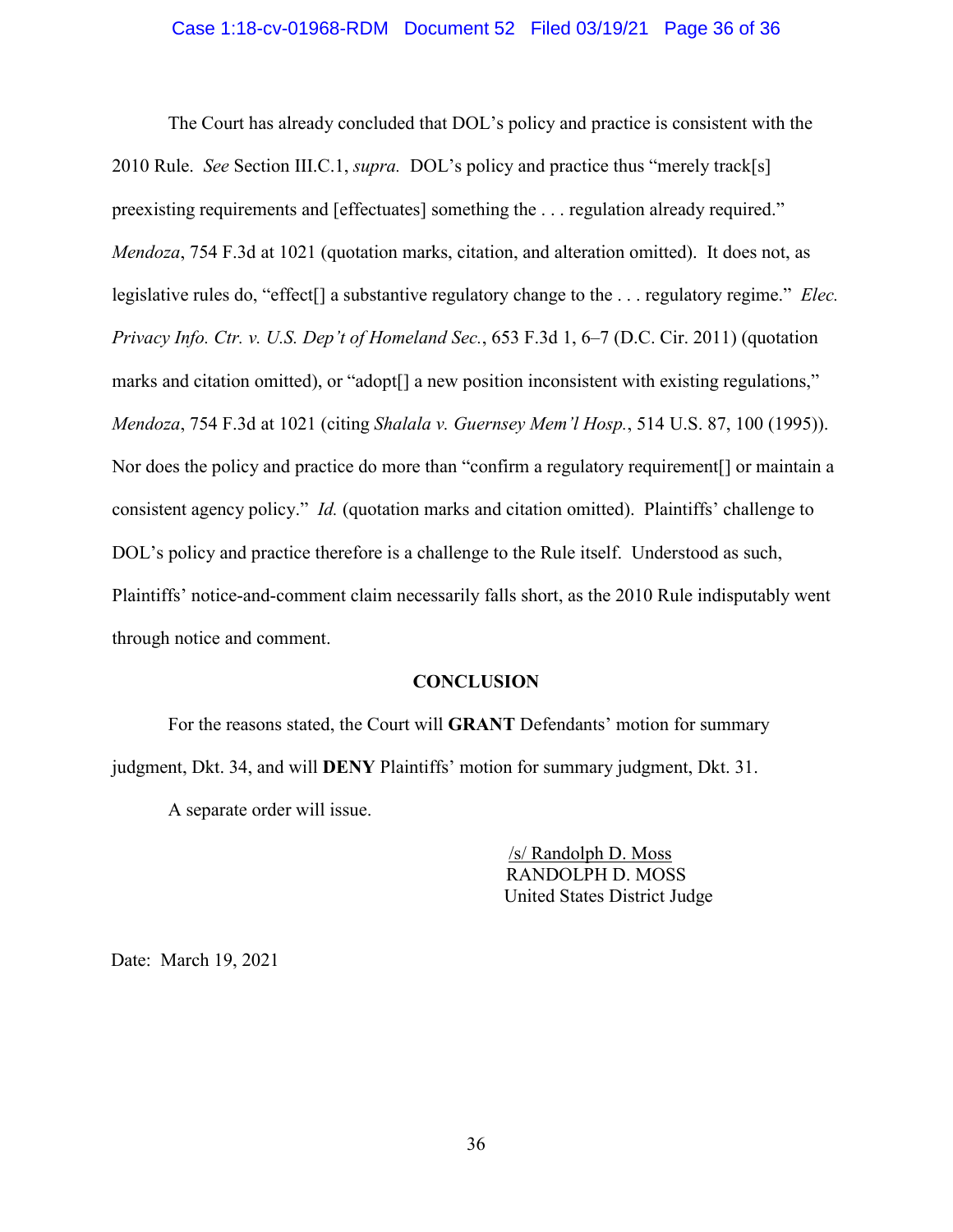The Court has already concluded that DOL's policy and practice is consistent with the 2010 Rule. *See* Section III.C.1, *supra.* DOL's policy and practice thus "merely track[s] preexisting requirements and [effectuates] something the . . . regulation already required." *Mendoza*, 754 F.3d at 1021 (quotation marks, citation, and alteration omitted). It does not, as legislative rules do, "effect[] a substantive regulatory change to the . . . regulatory regime." *Elec. Privacy Info. Ctr. v. U.S. Dep't of Homeland Sec.*, 653 F.3d 1, 6–7 (D.C. Cir. 2011) (quotation marks and citation omitted), or "adopt[] a new position inconsistent with existing regulations," *Mendoza*, 754 F.3d at 1021 (citing *Shalala v. Guernsey Mem'l Hosp.*, 514 U.S. 87, 100 (1995)). Nor does the policy and practice do more than "confirm a regulatory requirement[] or maintain a consistent agency policy." *Id.* (quotation marks and citation omitted). Plaintiffs' challenge to DOL's policy and practice therefore is a challenge to the Rule itself. Understood as such, Plaintiffs' notice-and-comment claim necessarily falls short, as the 2010 Rule indisputably went through notice and comment.

## CONCLUSION

For the reasons stated, the Court will **GRANT** Defendants' motion for summary judgment, Dkt. 34, and will **DENY** Plaintiffs' motion for summary judgment, Dkt. 31.

A separate order will issue.

/s/ Randolph D. Moss
RANDOLPH D. MOSS
United States District Judge

Date: March 19, 2021